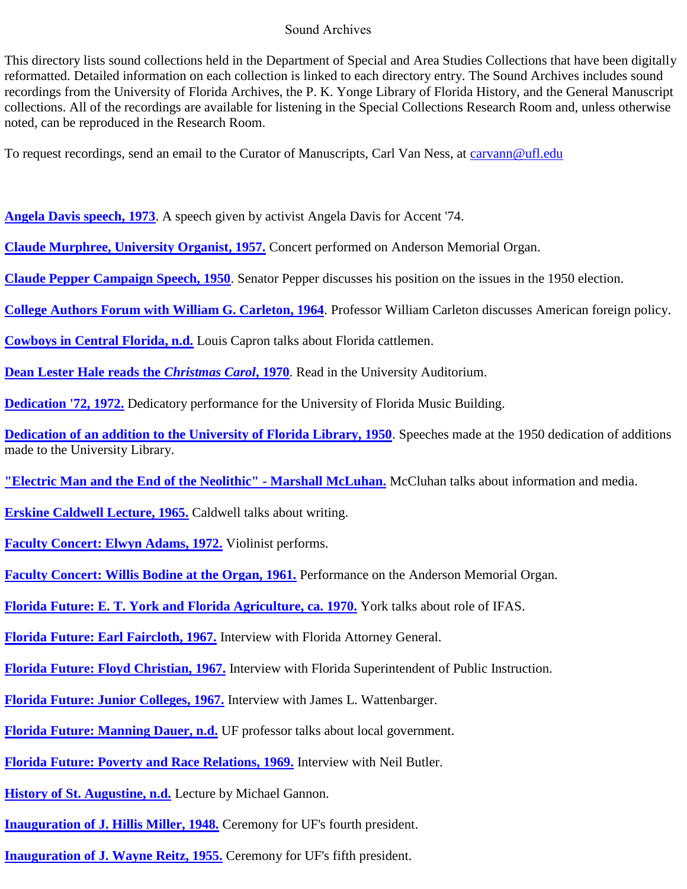# Sound Archives

This directory lists sound collections held in the Department of Special and Area Studies Collections that have been digitally reformatted. Detailed information on each collection is linked to each directory entry. The Sound Archives includes sound recordings from the University of Florida Archives, the P. K. Yonge Library of Florida History, and the General Manuscript collections. All of the recordings are available for listening in the Special Collections Research Room and, unless otherwise noted, can be reproduced in the Research Room.

To request recordings, send an email to the Curator of Manuscripts, Carl Van Ness, at carvann@ufl.edu

**Angela Davis speech, 1973**. A speech given by activist Angela Davis for Accent '74.

**Claude Murphree, University Organist, 1957.** Concert performed on Anderson Memorial Organ.

**Claude Pepper Campaign Speech, 1950**. Senator Pepper discusses his position on the issues in the 1950 election.

**College Authors Forum with William G. Carleton, 1964**. Professor William Carleton discusses American foreign policy.

**Cowboys in Central Florida, n.d.** Louis Capron talks about Florida cattlemen.

**Dean Lester Hale reads the *Christmas Carol*, 1970**. Read in the University Auditorium.

**Dedication '72, 1972.** Dedicatory performance for the University of Florida Music Building.

**Dedication of an addition to the University of Florida Library, 1950**. Speeches made at the 1950 dedication of additions made to the University Library.

**"Electric Man and the End of the Neolithic" - Marshall McLuhan.** McCluhan talks about information and media.

**Erskine Caldwell Lecture, 1965.** Caldwell talks about writing.

**Faculty Concert: Elwyn Adams, 1972.** Violinist performs.

**Faculty Concert: Willis Bodine at the Organ, 1961.** Performance on the Anderson Memorial Organ.

**Florida Future: E. T. York and Florida Agriculture, ca. 1970.** York talks about role of IFAS.

**Florida Future: Earl Faircloth, 1967.** Interview with Florida Attorney General.

**Florida Future: Floyd Christian, 1967.** Interview with Florida Superintendent of Public Instruction.

**Florida Future: Junior Colleges, 1967.** Interview with James L. Wattenbarger.

**Florida Future: Manning Dauer, n.d.** UF professor talks about local government.

**Florida Future: Poverty and Race Relations, 1969.** Interview with Neil Butler.

**History of St. Augustine, n.d.** Lecture by Michael Gannon.

**Inauguration of J. Hillis Miller, 1948.** Ceremony for UF's fourth president.

**Inauguration of J. Wayne Reitz, 1955.** Ceremony for UF's fifth president.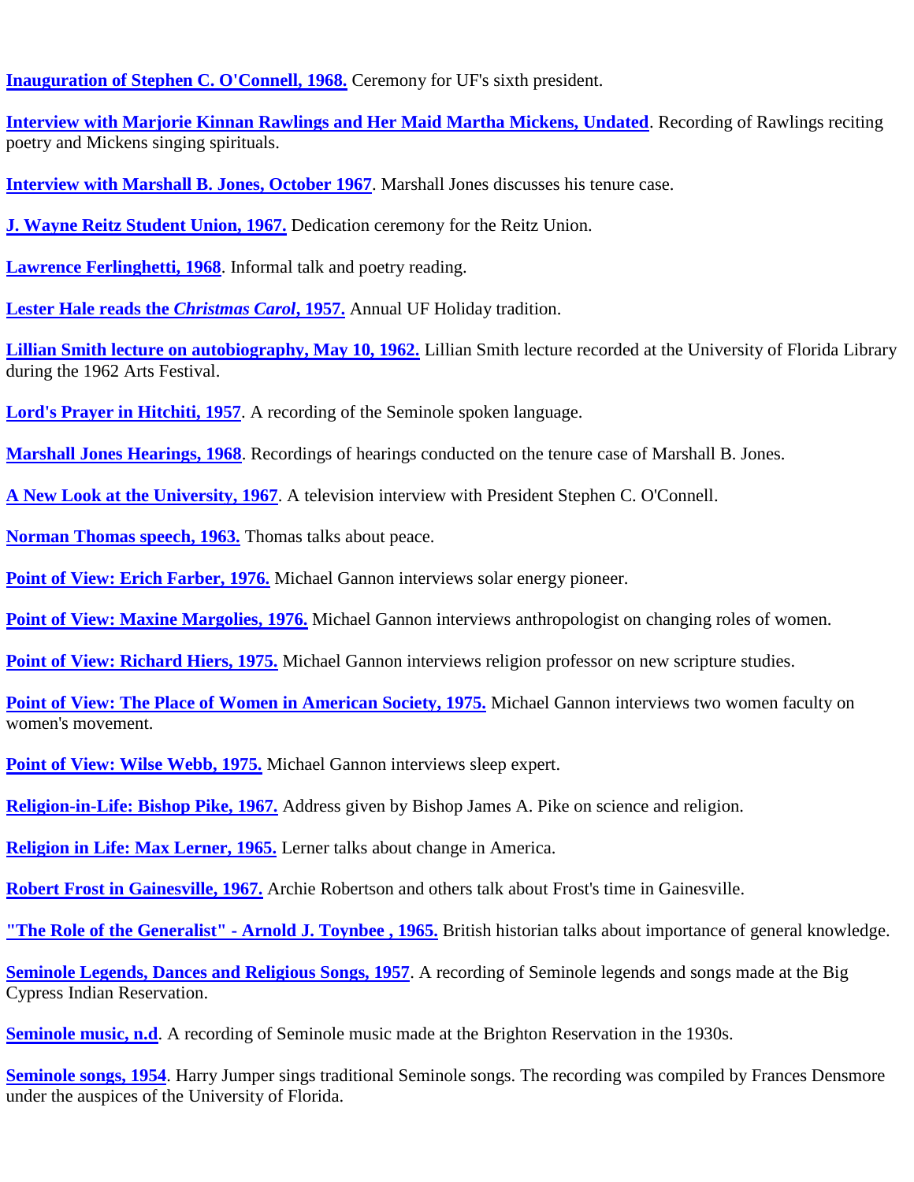**Inauguration of Stephen C. O'Connell, 1968.** Ceremony for UF's sixth president.

**Interview with Marjorie Kinnan Rawlings and Her Maid Martha Mickens, Undated**. Recording of Rawlings reciting poetry and Mickens singing spirituals.

**Interview with Marshall B. Jones, October 1967**. Marshall Jones discusses his tenure case.

**J. Wayne Reitz Student Union, 1967.** Dedication ceremony for the Reitz Union.

**Lawrence Ferlinghetti, 1968**. Informal talk and poetry reading.

**Lester Hale reads the *Christmas Carol*, 1957.** Annual UF Holiday tradition.

**Lillian Smith lecture on autobiography, May 10, 1962.** Lillian Smith lecture recorded at the University of Florida Library during the 1962 Arts Festival.

**Lord's Prayer in Hitchiti, 1957**. A recording of the Seminole spoken language.

**Marshall Jones Hearings, 1968**. Recordings of hearings conducted on the tenure case of Marshall B. Jones.

**A New Look at the University, 1967**. A television interview with President Stephen C. O'Connell.

**Norman Thomas speech, 1963.** Thomas talks about peace.

**Point of View: Erich Farber, 1976.** Michael Gannon interviews solar energy pioneer.

**Point of View: Maxine Margolies, 1976.** Michael Gannon interviews anthropologist on changing roles of women.

**Point of View: Richard Hiers, 1975.** Michael Gannon interviews religion professor on new scripture studies.

**Point of View: The Place of Women in American Society, 1975.** Michael Gannon interviews two women faculty on women's movement.

**Point of View: Wilse Webb, 1975.** Michael Gannon interviews sleep expert.

**Religion-in-Life: Bishop Pike, 1967.** Address given by Bishop James A. Pike on science and religion.

**Religion in Life: Max Lerner, 1965.** Lerner talks about change in America.

**Robert Frost in Gainesville, 1967.** Archie Robertson and others talk about Frost's time in Gainesville.

**"The Role of the Generalist" - Arnold J. Toynbee , 1965.** British historian talks about importance of general knowledge.

**Seminole Legends, Dances and Religious Songs, 1957**. A recording of Seminole legends and songs made at the Big Cypress Indian Reservation.

**Seminole music, n.d**. A recording of Seminole music made at the Brighton Reservation in the 1930s.

**Seminole songs, 1954**. Harry Jumper sings traditional Seminole songs. The recording was compiled by Frances Densmore under the auspices of the University of Florida.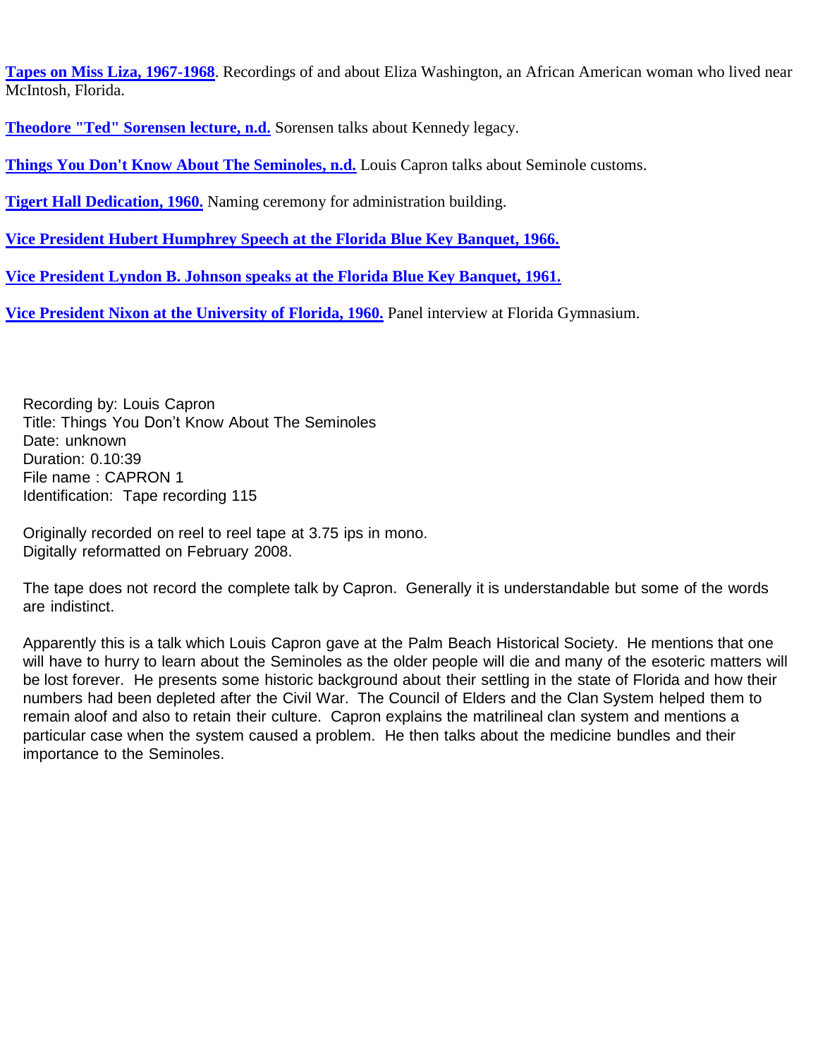**Tapes on Miss Liza, 1967-1968**. Recordings of and about Eliza Washington, an African American woman who lived near McIntosh, Florida.

**Theodore "Ted" Sorensen lecture, n.d.** Sorensen talks about Kennedy legacy.

**Things You Don't Know About The Seminoles, n.d.** Louis Capron talks about Seminole customs.

**Tigert Hall Dedication, 1960.** Naming ceremony for administration building.

**Vice President Hubert Humphrey Speech at the Florida Blue Key Banquet, 1966.**

**Vice President Lyndon B. Johnson speaks at the Florida Blue Key Banquet, 1961.**

**Vice President Nixon at the University of Florida, 1960.** Panel interview at Florida Gymnasium.

Recording by: Louis Capron
Title: Things You Don't Know About The Seminoles
Date: unknown
Duration: 0.10:39
File name : CAPRON 1
Identification: Tape recording 115

Originally recorded on reel to reel tape at 3.75 ips in mono.
Digitally reformatted on February 2008.

The tape does not record the complete talk by Capron. Generally it is understandable but some of the words are indistinct.

Apparently this is a talk which Louis Capron gave at the Palm Beach Historical Society. He mentions that one will have to hurry to learn about the Seminoles as the older people will die and many of the esoteric matters will be lost forever. He presents some historic background about their settling in the state of Florida and how their numbers had been depleted after the Civil War. The Council of Elders and the Clan System helped them to remain aloof and also to retain their culture. Capron explains the matrilineal clan system and mentions a particular case when the system caused a problem. He then talks about the medicine bundles and their importance to the Seminoles.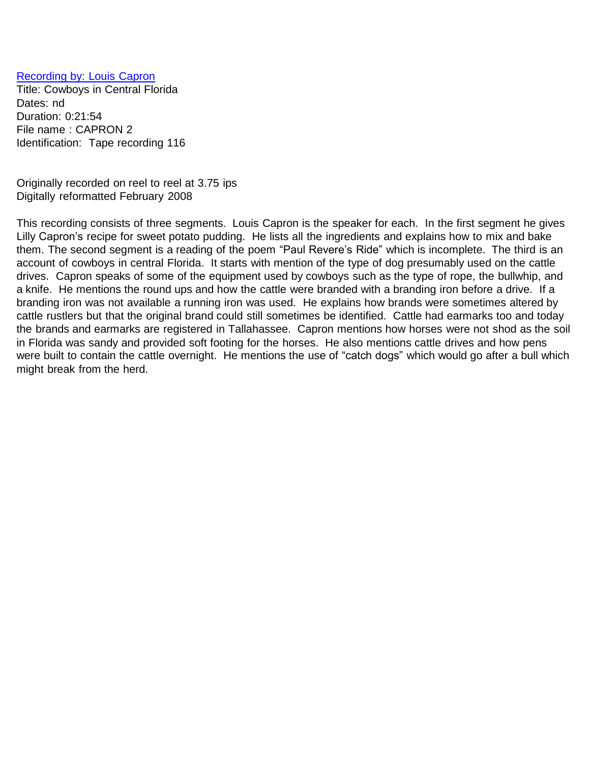Recording by: Louis Capron
Title: Cowboys in Central Florida
Dates: nd
Duration: 0:21:54
File name : CAPRON 2
Identification: Tape recording 116

Originally recorded on reel to reel at 3.75 ips
Digitally reformatted February 2008

This recording consists of three segments. Louis Capron is the speaker for each. In the first segment he gives Lilly Capron's recipe for sweet potato pudding. He lists all the ingredients and explains how to mix and bake them. The second segment is a reading of the poem "Paul Revere's Ride" which is incomplete. The third is an account of cowboys in central Florida. It starts with mention of the type of dog presumably used on the cattle drives. Capron speaks of some of the equipment used by cowboys such as the type of rope, the bullwhip, and a knife. He mentions the round ups and how the cattle were branded with a branding iron before a drive. If a branding iron was not available a running iron was used. He explains how brands were sometimes altered by cattle rustlers but that the original brand could still sometimes be identified. Cattle had earmarks too and today the brands and earmarks are registered in Tallahassee. Capron mentions how horses were not shod as the soil in Florida was sandy and provided soft footing for the horses. He also mentions cattle drives and how pens were built to contain the cattle overnight. He mentions the use of "catch dogs" which would go after a bull which might break from the herd.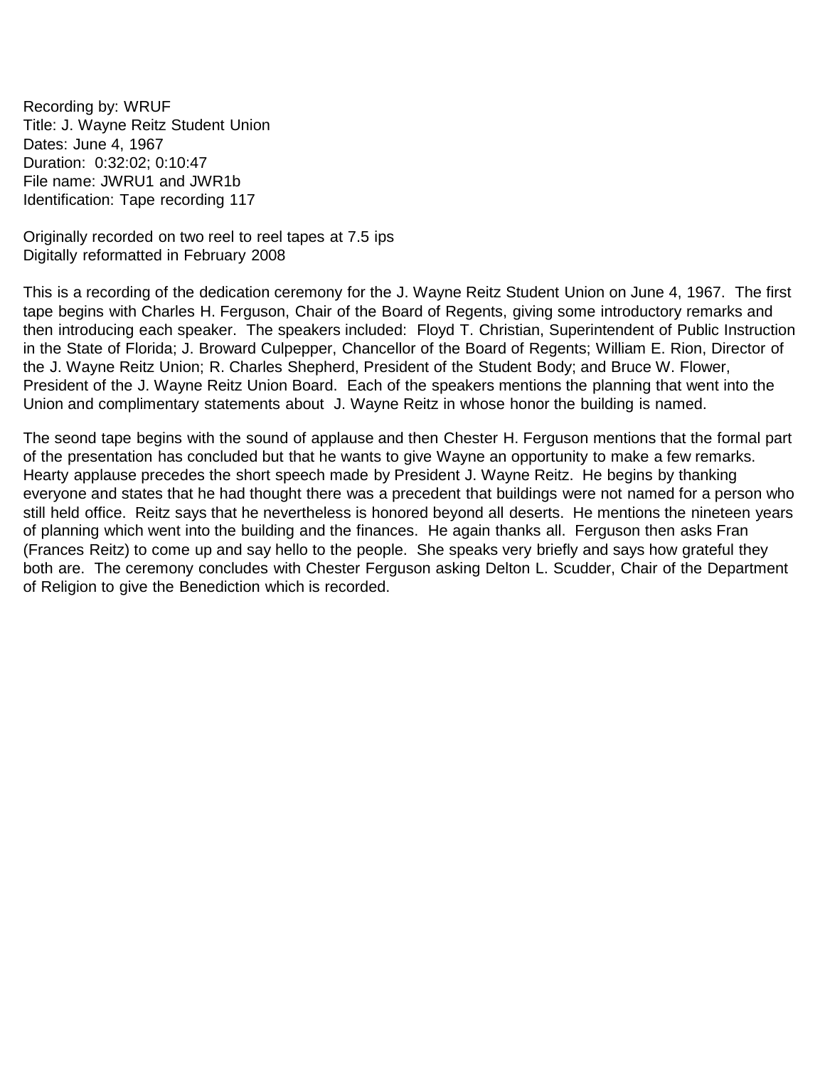Recording by: WRUF
Title: J. Wayne Reitz Student Union
Dates: June 4, 1967
Duration: 0:32:02; 0:10:47
File name: JWRU1 and JWR1b
Identification: Tape recording 117

Originally recorded on two reel to reel tapes at 7.5 ips
Digitally reformatted in February 2008

This is a recording of the dedication ceremony for the J. Wayne Reitz Student Union on June 4, 1967. The first tape begins with Charles H. Ferguson, Chair of the Board of Regents, giving some introductory remarks and then introducing each speaker. The speakers included: Floyd T. Christian, Superintendent of Public Instruction in the State of Florida; J. Broward Culpepper, Chancellor of the Board of Regents; William E. Rion, Director of the J. Wayne Reitz Union; R. Charles Shepherd, President of the Student Body; and Bruce W. Flower, President of the J. Wayne Reitz Union Board. Each of the speakers mentions the planning that went into the Union and complimentary statements about J. Wayne Reitz in whose honor the building is named.

The seond tape begins with the sound of applause and then Chester H. Ferguson mentions that the formal part of the presentation has concluded but that he wants to give Wayne an opportunity to make a few remarks. Hearty applause precedes the short speech made by President J. Wayne Reitz. He begins by thanking everyone and states that he had thought there was a precedent that buildings were not named for a person who still held office. Reitz says that he nevertheless is honored beyond all deserts. He mentions the nineteen years of planning which went into the building and the finances. He again thanks all. Ferguson then asks Fran (Frances Reitz) to come up and say hello to the people. She speaks very briefly and says how grateful they both are. The ceremony concludes with Chester Ferguson asking Delton L. Scudder, Chair of the Department of Religion to give the Benediction which is recorded.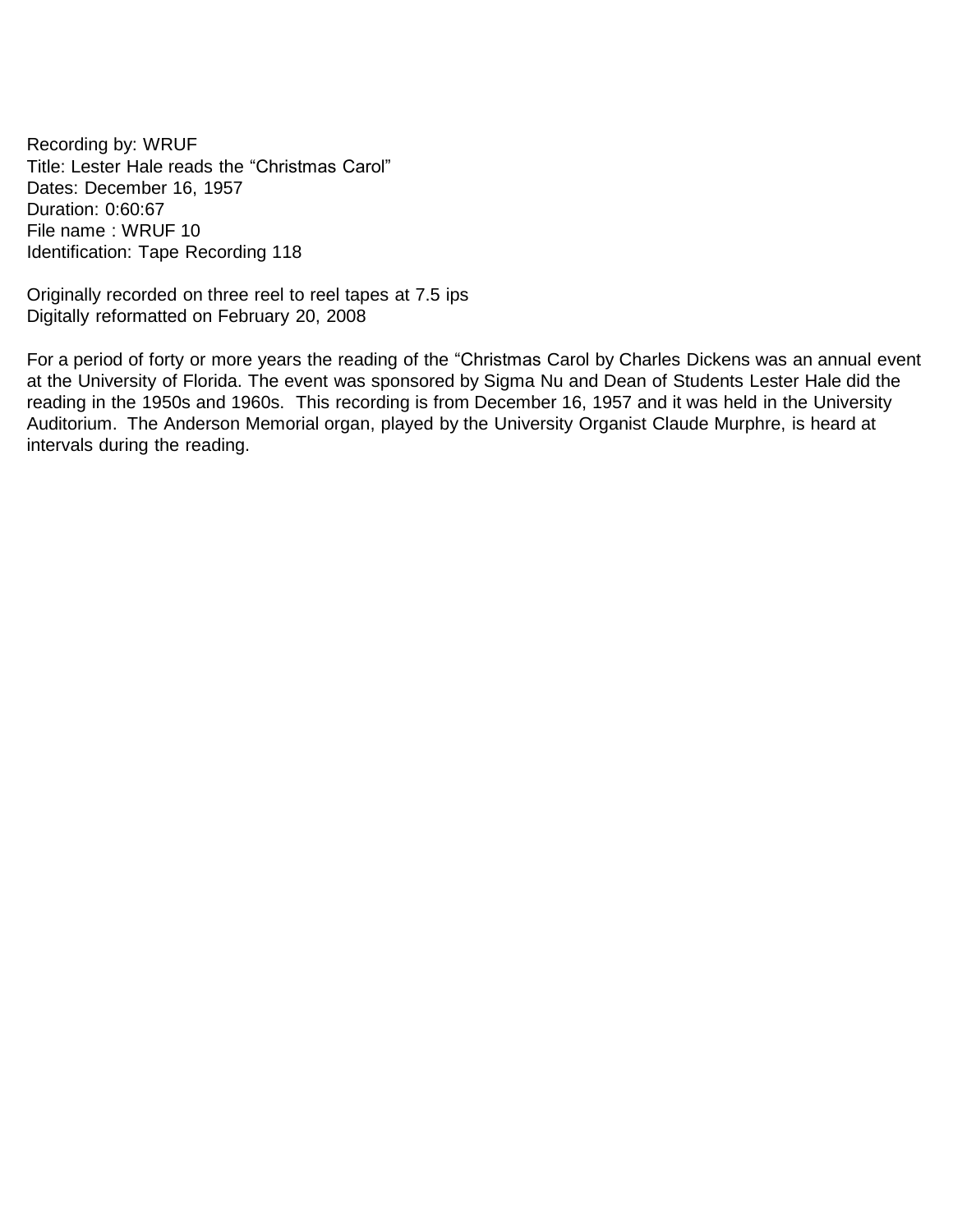Recording by: WRUF
Title: Lester Hale reads the "Christmas Carol"
Dates: December 16, 1957
Duration: 0:60:67
File name : WRUF 10
Identification: Tape Recording 118

Originally recorded on three reel to reel tapes at 7.5 ips
Digitally reformatted on February 20, 2008

For a period of forty or more years the reading of the "Christmas Carol by Charles Dickens was an annual event at the University of Florida. The event was sponsored by Sigma Nu and Dean of Students Lester Hale did the reading in the 1950s and 1960s. This recording is from December 16, 1957 and it was held in the University Auditorium. The Anderson Memorial organ, played by the University Organist Claude Murphre, is heard at intervals during the reading.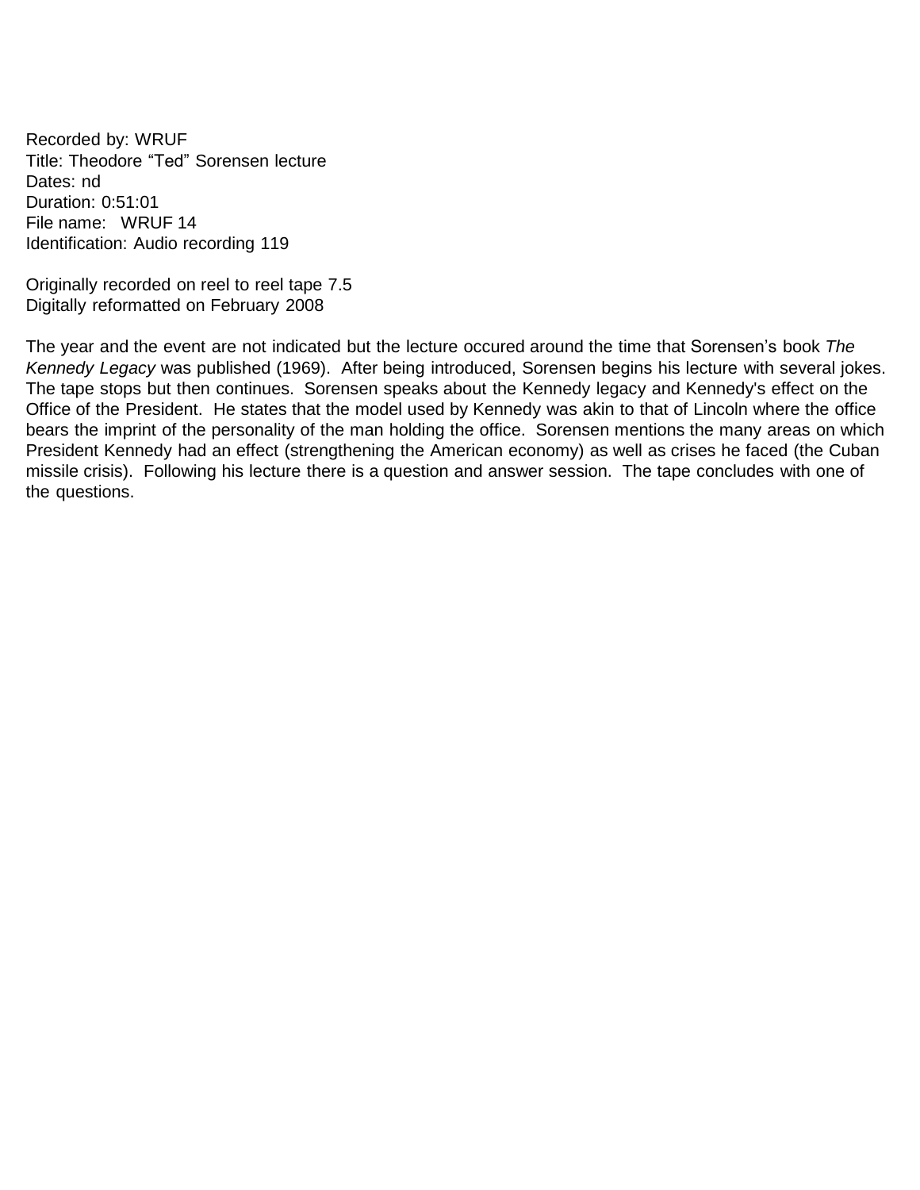Recorded by: WRUF
Title: Theodore “Ted” Sorensen lecture
Dates: nd
Duration: 0:51:01
File name: WRUF 14
Identification: Audio recording 119

Originally recorded on reel to reel tape 7.5
Digitally reformatted on February 2008

The year and the event are not indicated but the lecture occured around the time that Sorensen’s book *The Kennedy Legacy* was published (1969). After being introduced, Sorensen begins his lecture with several jokes. The tape stops but then continues. Sorensen speaks about the Kennedy legacy and Kennedy's effect on the Office of the President. He states that the model used by Kennedy was akin to that of Lincoln where the office bears the imprint of the personality of the man holding the office. Sorensen mentions the many areas on which President Kennedy had an effect (strengthening the American economy) as well as crises he faced (the Cuban missile crisis). Following his lecture there is a question and answer session. The tape concludes with one of the questions.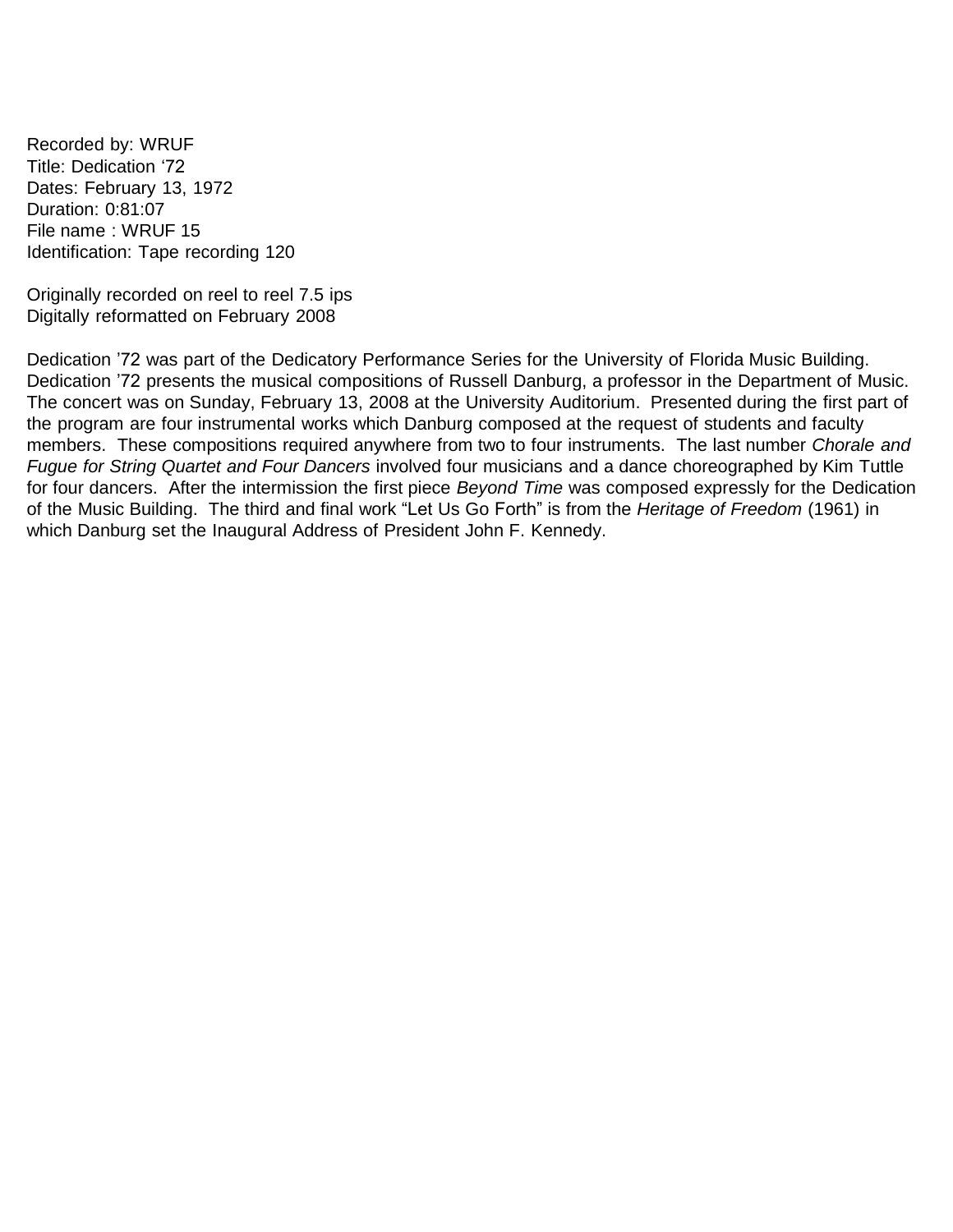Recorded by: WRUF
Title: Dedication ‘72
Dates: February 13, 1972
Duration: 0:81:07
File name : WRUF 15
Identification: Tape recording 120

Originally recorded on reel to reel 7.5 ips
Digitally reformatted on February 2008

Dedication ’72 was part of the Dedicatory Performance Series for the University of Florida Music Building. Dedication ’72 presents the musical compositions of Russell Danburg, a professor in the Department of Music. The concert was on Sunday, February 13, 2008 at the University Auditorium. Presented during the first part of the program are four instrumental works which Danburg composed at the request of students and faculty members. These compositions required anywhere from two to four instruments. The last number *Chorale and Fugue for String Quartet and Four Dancers* involved four musicians and a dance choreographed by Kim Tuttle for four dancers. After the intermission the first piece *Beyond Time* was composed expressly for the Dedication of the Music Building. The third and final work “Let Us Go Forth” is from the *Heritage of Freedom* (1961) in which Danburg set the Inaugural Address of President John F. Kennedy.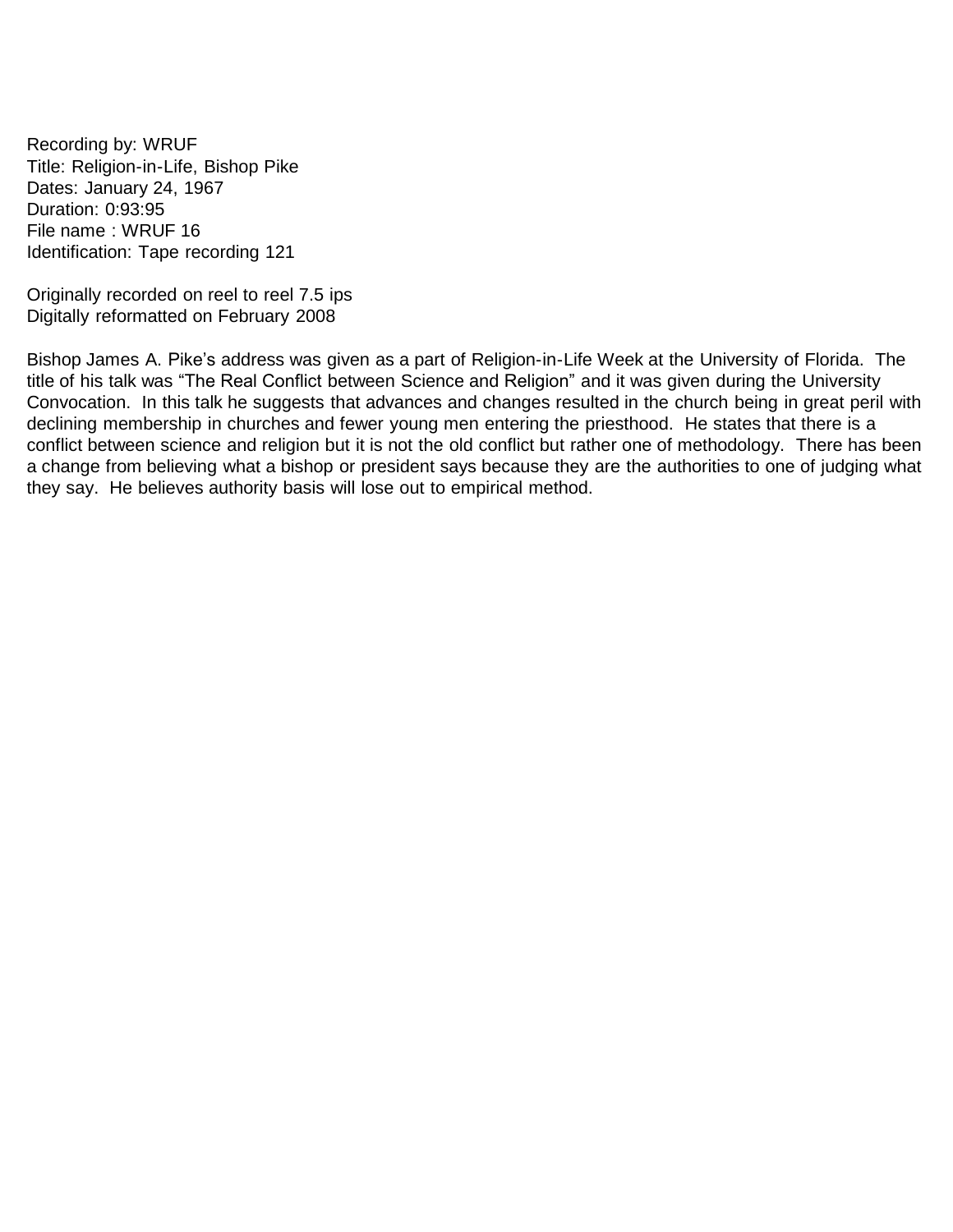Recording by: WRUF  
Title: Religion-in-Life, Bishop Pike  
Dates: January 24, 1967  
Duration: 0:93:95  
File name : WRUF 16  
Identification: Tape recording 121

Originally recorded on reel to reel 7.5 ips  
Digitally reformatted on February 2008

Bishop James A. Pike's address was given as a part of Religion-in-Life Week at the University of Florida. The title of his talk was "The Real Conflict between Science and Religion" and it was given during the University Convocation. In this talk he suggests that advances and changes resulted in the church being in great peril with declining membership in churches and fewer young men entering the priesthood. He states that there is a conflict between science and religion but it is not the old conflict but rather one of methodology. There has been a change from believing what a bishop or president says because they are the authorities to one of judging what they say. He believes authority basis will lose out to empirical method.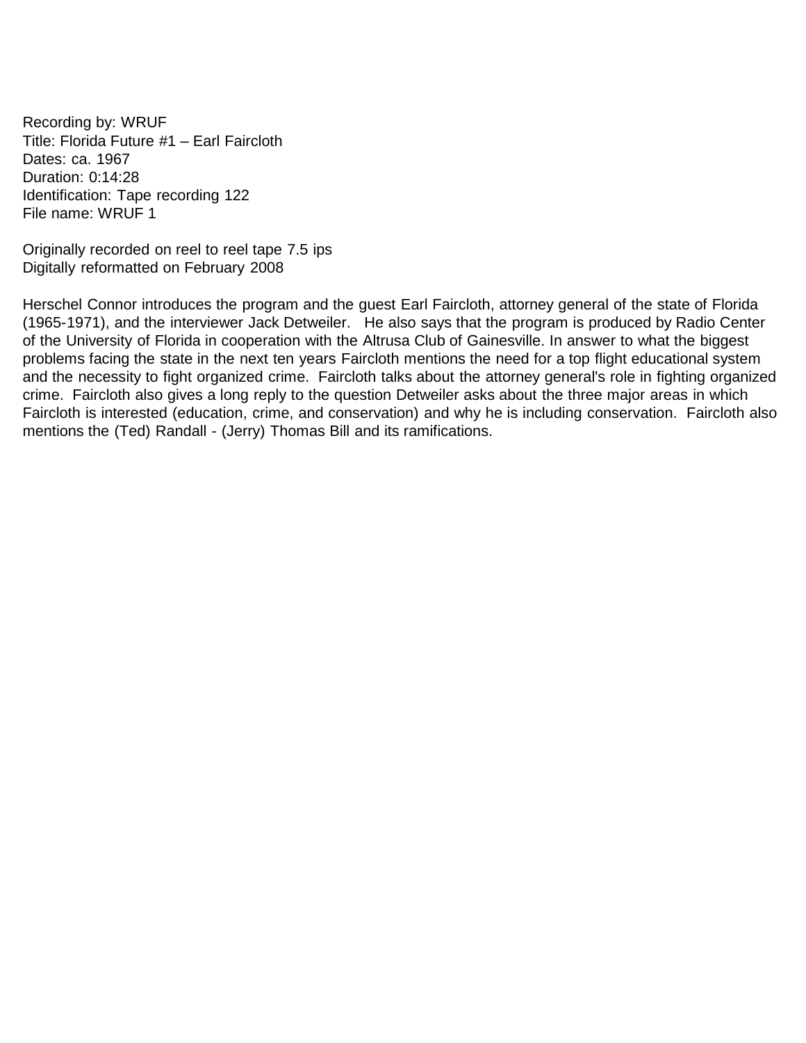Recording by: WRUF
Title: Florida Future #1 – Earl Faircloth
Dates: ca. 1967
Duration: 0:14:28
Identification: Tape recording 122
File name: WRUF 1

Originally recorded on reel to reel tape 7.5 ips
Digitally reformatted on February 2008

Herschel Connor introduces the program and the guest Earl Faircloth, attorney general of the state of Florida (1965-1971), and the interviewer Jack Detweiler. He also says that the program is produced by Radio Center of the University of Florida in cooperation with the Altrusa Club of Gainesville. In answer to what the biggest problems facing the state in the next ten years Faircloth mentions the need for a top flight educational system and the necessity to fight organized crime. Faircloth talks about the attorney general's role in fighting organized crime. Faircloth also gives a long reply to the question Detweiler asks about the three major areas in which Faircloth is interested (education, crime, and conservation) and why he is including conservation. Faircloth also mentions the (Ted) Randall - (Jerry) Thomas Bill and its ramifications.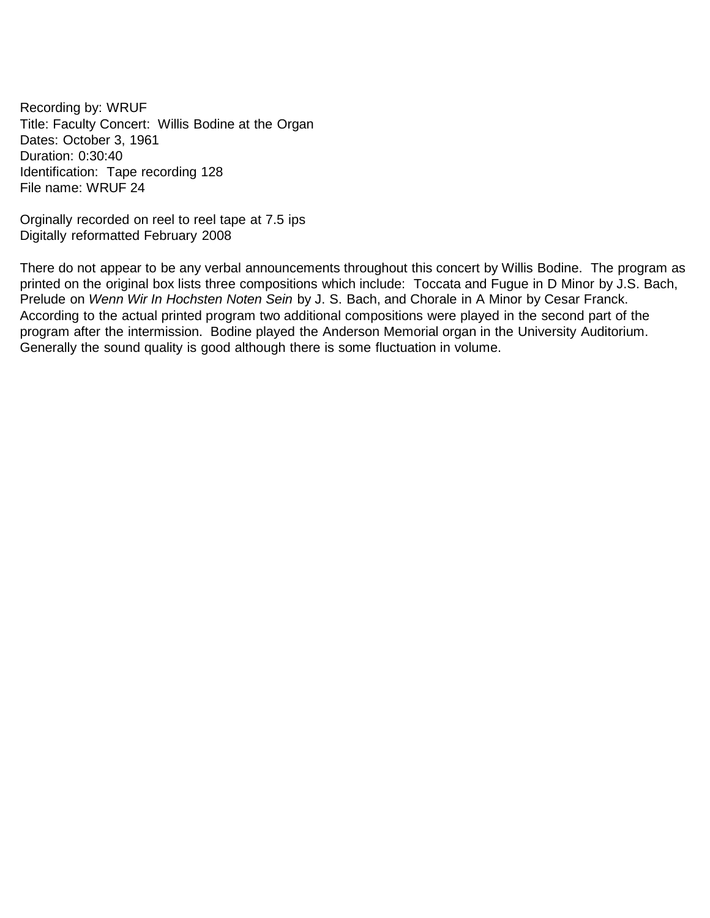Recording by: WRUF
Title: Faculty Concert: Willis Bodine at the Organ
Dates: October 3, 1961
Duration: 0:30:40
Identification: Tape recording 128
File name: WRUF 24

Orginally recorded on reel to reel tape at 7.5 ips
Digitally reformatted February 2008

There do not appear to be any verbal announcements throughout this concert by Willis Bodine. The program as printed on the original box lists three compositions which include: Toccata and Fugue in D Minor by J.S. Bach, Prelude on *Wenn Wir In Hochsten Noten Sein* by J. S. Bach, and Chorale in A Minor by Cesar Franck. According to the actual printed program two additional compositions were played in the second part of the program after the intermission. Bodine played the Anderson Memorial organ in the University Auditorium. Generally the sound quality is good although there is some fluctuation in volume.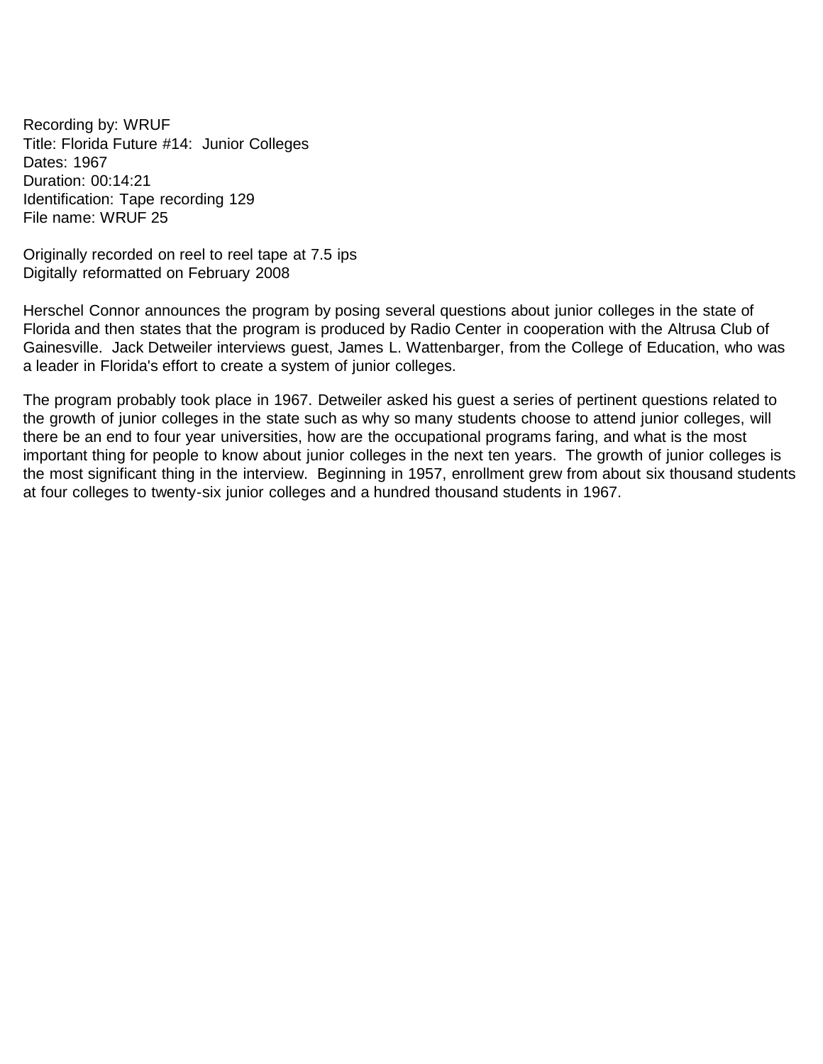Recording by: WRUF
Title: Florida Future #14: Junior Colleges
Dates: 1967
Duration: 00:14:21
Identification: Tape recording 129
File name: WRUF 25

Originally recorded on reel to reel tape at 7.5 ips
Digitally reformatted on February 2008

Herschel Connor announces the program by posing several questions about junior colleges in the state of Florida and then states that the program is produced by Radio Center in cooperation with the Altrusa Club of Gainesville. Jack Detweiler interviews guest, James L. Wattenbarger, from the College of Education, who was a leader in Florida's effort to create a system of junior colleges.

The program probably took place in 1967. Detweiler asked his guest a series of pertinent questions related to the growth of junior colleges in the state such as why so many students choose to attend junior colleges, will there be an end to four year universities, how are the occupational programs faring, and what is the most important thing for people to know about junior colleges in the next ten years. The growth of junior colleges is the most significant thing in the interview. Beginning in 1957, enrollment grew from about six thousand students at four colleges to twenty-six junior colleges and a hundred thousand students in 1967.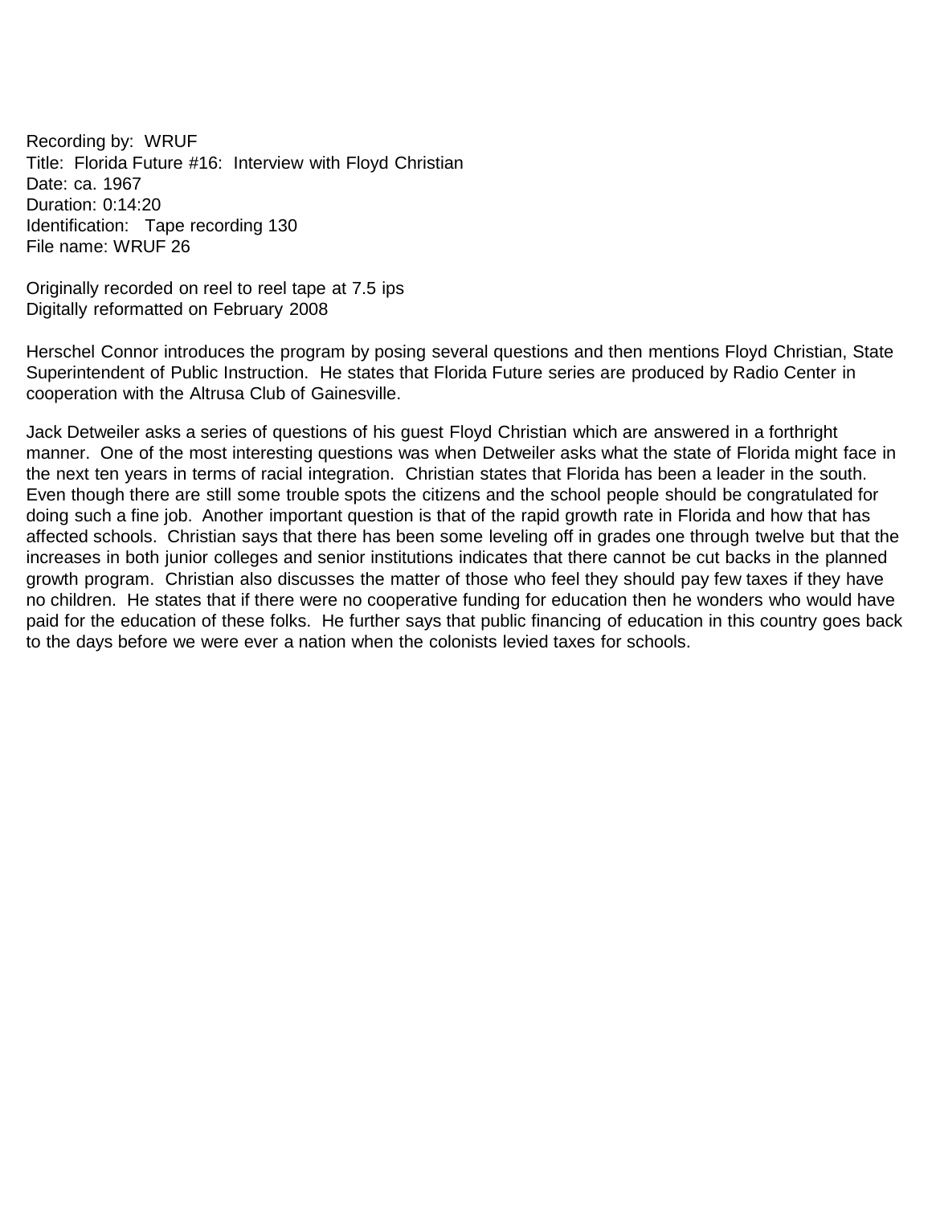Recording by: WRUF
Title: Florida Future #16: Interview with Floyd Christian
Date: ca. 1967
Duration: 0:14:20
Identification: Tape recording 130
File name: WRUF 26

Originally recorded on reel to reel tape at 7.5 ips
Digitally reformatted on February 2008

Herschel Connor introduces the program by posing several questions and then mentions Floyd Christian, State Superintendent of Public Instruction. He states that Florida Future series are produced by Radio Center in cooperation with the Altrusa Club of Gainesville.

Jack Detweiler asks a series of questions of his guest Floyd Christian which are answered in a forthright manner. One of the most interesting questions was when Detweiler asks what the state of Florida might face in the next ten years in terms of racial integration. Christian states that Florida has been a leader in the south. Even though there are still some trouble spots the citizens and the school people should be congratulated for doing such a fine job. Another important question is that of the rapid growth rate in Florida and how that has affected schools. Christian says that there has been some leveling off in grades one through twelve but that the increases in both junior colleges and senior institutions indicates that there cannot be cut backs in the planned growth program. Christian also discusses the matter of those who feel they should pay few taxes if they have no children. He states that if there were no cooperative funding for education then he wonders who would have paid for the education of these folks. He further says that public financing of education in this country goes back to the days before we were ever a nation when the colonists levied taxes for schools.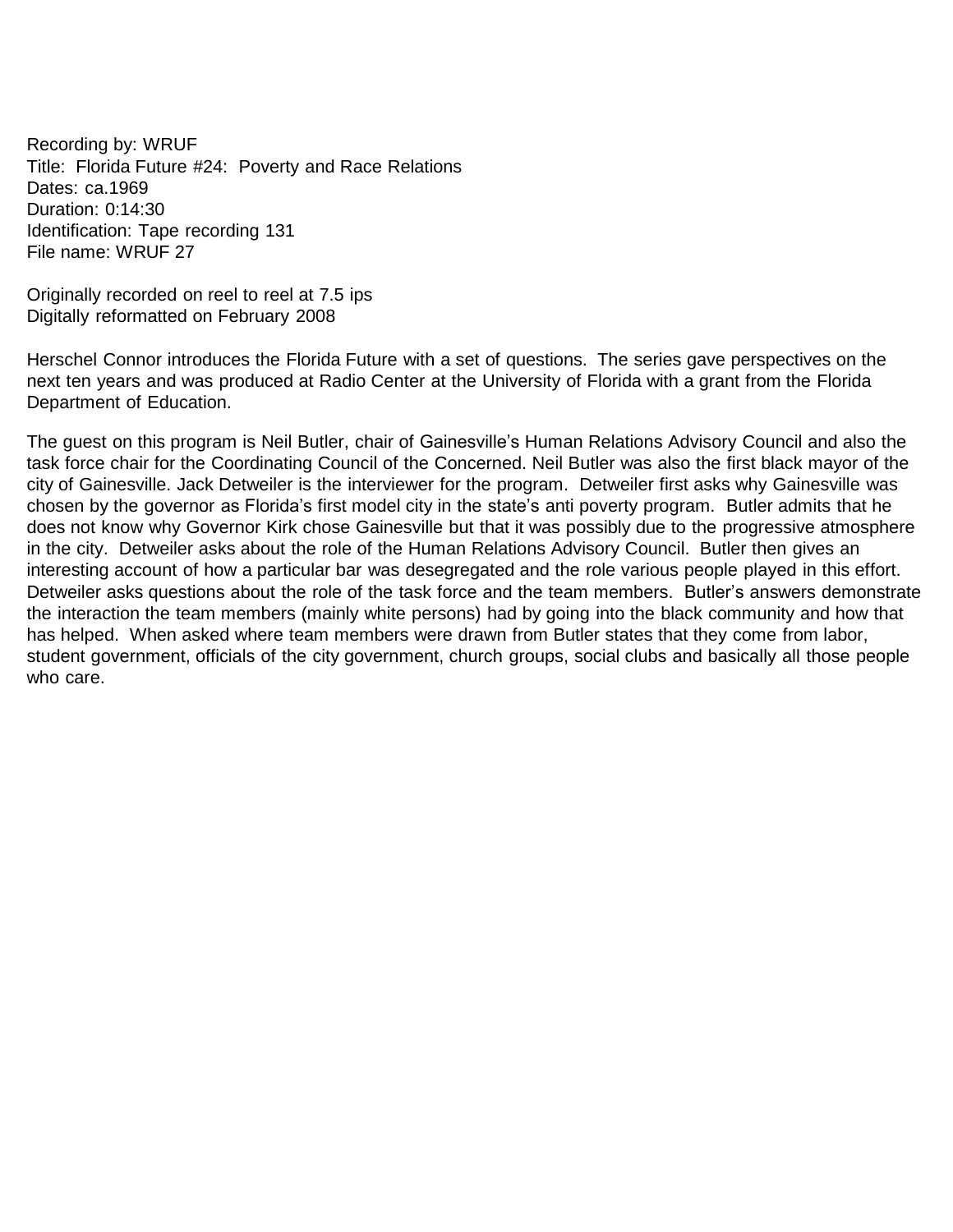Recording by: WRUF
Title: Florida Future #24: Poverty and Race Relations
Dates: ca.1969
Duration: 0:14:30
Identification: Tape recording 131
File name: WRUF 27

Originally recorded on reel to reel at 7.5 ips
Digitally reformatted on February 2008

Herschel Connor introduces the Florida Future with a set of questions. The series gave perspectives on the next ten years and was produced at Radio Center at the University of Florida with a grant from the Florida Department of Education.

The guest on this program is Neil Butler, chair of Gainesville's Human Relations Advisory Council and also the task force chair for the Coordinating Council of the Concerned. Neil Butler was also the first black mayor of the city of Gainesville. Jack Detweiler is the interviewer for the program. Detweiler first asks why Gainesville was chosen by the governor as Florida's first model city in the state's anti poverty program. Butler admits that he does not know why Governor Kirk chose Gainesville but that it was possibly due to the progressive atmosphere in the city. Detweiler asks about the role of the Human Relations Advisory Council. Butler then gives an interesting account of how a particular bar was desegregated and the role various people played in this effort. Detweiler asks questions about the role of the task force and the team members. Butler's answers demonstrate the interaction the team members (mainly white persons) had by going into the black community and how that has helped. When asked where team members were drawn from Butler states that they come from labor, student government, officials of the city government, church groups, social clubs and basically all those people who care.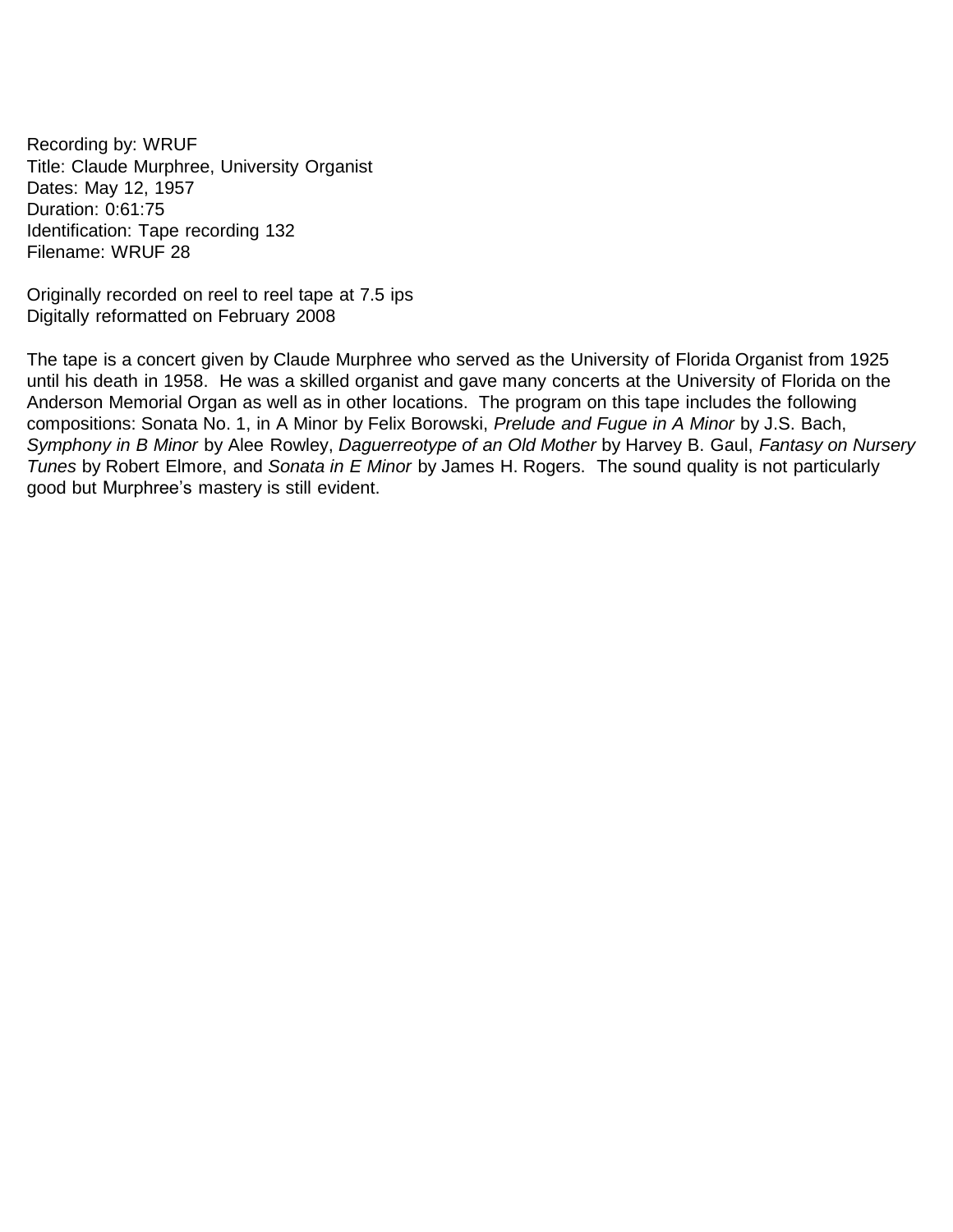Recording by: WRUF
Title: Claude Murphree, University Organist
Dates: May 12, 1957
Duration: 0:61:75
Identification: Tape recording 132
Filename: WRUF 28

Originally recorded on reel to reel tape at 7.5 ips
Digitally reformatted on February 2008

The tape is a concert given by Claude Murphree who served as the University of Florida Organist from 1925 until his death in 1958. He was a skilled organist and gave many concerts at the University of Florida on the Anderson Memorial Organ as well as in other locations. The program on this tape includes the following compositions: Sonata No. 1, in A Minor by Felix Borowski, *Prelude and Fugue in A Minor* by J.S. Bach, *Symphony in B Minor* by Alee Rowley, *Daguerreotype of an Old Mother* by Harvey B. Gaul, *Fantasy on Nursery Tunes* by Robert Elmore, and *Sonata in E Minor* by James H. Rogers. The sound quality is not particularly good but Murphree's mastery is still evident.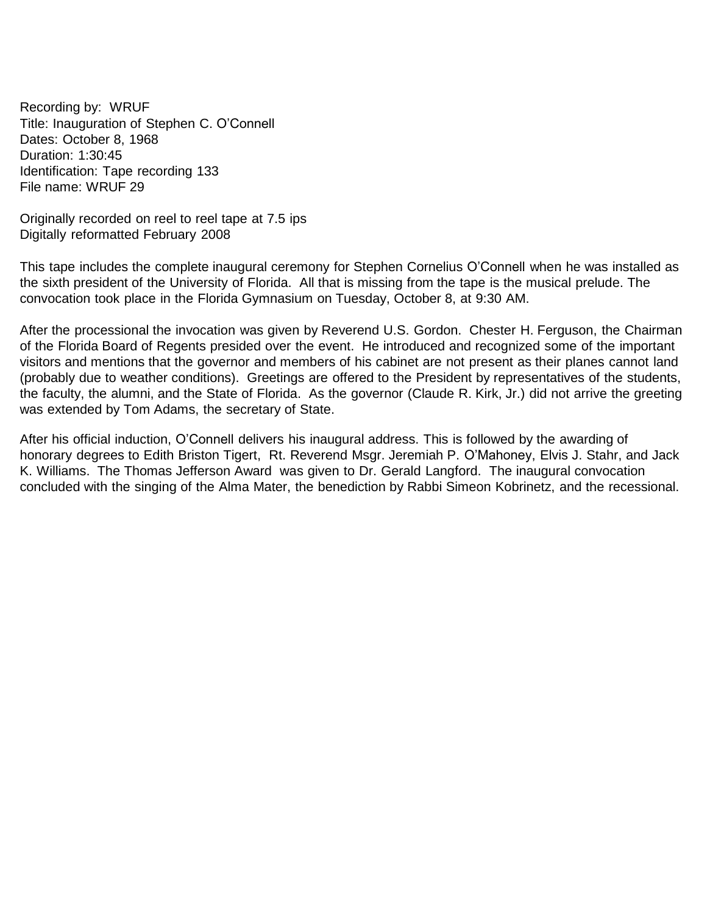Recording by: WRUF
Title: Inauguration of Stephen C. O'Connell
Dates: October 8, 1968
Duration: 1:30:45
Identification: Tape recording 133
File name: WRUF 29

Originally recorded on reel to reel tape at 7.5 ips
Digitally reformatted February 2008

This tape includes the complete inaugural ceremony for Stephen Cornelius O'Connell when he was installed as the sixth president of the University of Florida. All that is missing from the tape is the musical prelude. The convocation took place in the Florida Gymnasium on Tuesday, October 8, at 9:30 AM.

After the processional the invocation was given by Reverend U.S. Gordon. Chester H. Ferguson, the Chairman of the Florida Board of Regents presided over the event. He introduced and recognized some of the important visitors and mentions that the governor and members of his cabinet are not present as their planes cannot land (probably due to weather conditions). Greetings are offered to the President by representatives of the students, the faculty, the alumni, and the State of Florida. As the governor (Claude R. Kirk, Jr.) did not arrive the greeting was extended by Tom Adams, the secretary of State.

After his official induction, O'Connell delivers his inaugural address. This is followed by the awarding of honorary degrees to Edith Briston Tigert, Rt. Reverend Msgr. Jeremiah P. O'Mahoney, Elvis J. Stahr, and Jack K. Williams. The Thomas Jefferson Award was given to Dr. Gerald Langford. The inaugural convocation concluded with the singing of the Alma Mater, the benediction by Rabbi Simeon Kobrinetz, and the recessional.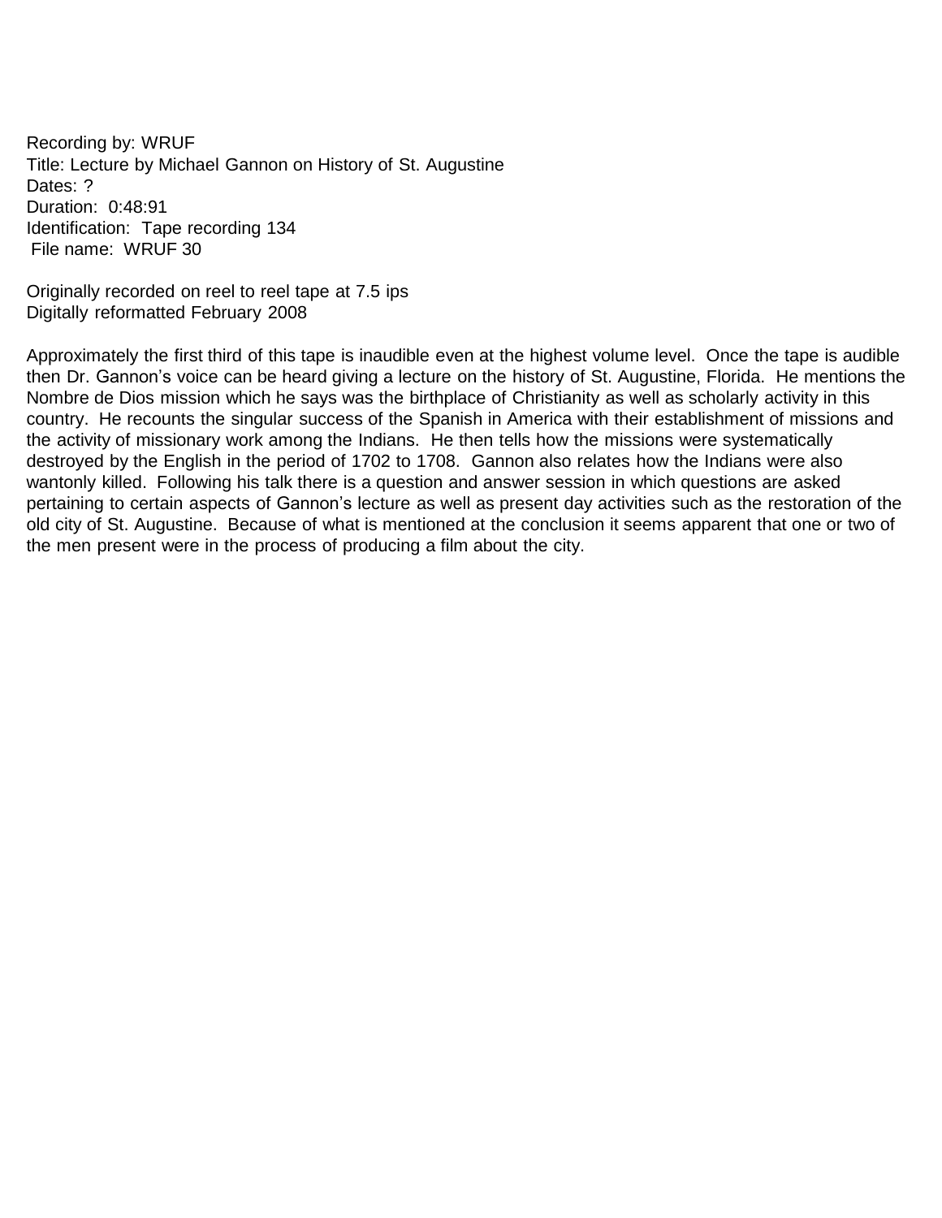Recording by: WRUF
Title: Lecture by Michael Gannon on History of St. Augustine
Dates: ?
Duration: 0:48:91
Identification: Tape recording 134
File name: WRUF 30

Originally recorded on reel to reel tape at 7.5 ips
Digitally reformatted February 2008

Approximately the first third of this tape is inaudible even at the highest volume level. Once the tape is audible then Dr. Gannon's voice can be heard giving a lecture on the history of St. Augustine, Florida. He mentions the Nombre de Dios mission which he says was the birthplace of Christianity as well as scholarly activity in this country. He recounts the singular success of the Spanish in America with their establishment of missions and the activity of missionary work among the Indians. He then tells how the missions were systematically destroyed by the English in the period of 1702 to 1708. Gannon also relates how the Indians were also wantonly killed. Following his talk there is a question and answer session in which questions are asked pertaining to certain aspects of Gannon's lecture as well as present day activities such as the restoration of the old city of St. Augustine. Because of what is mentioned at the conclusion it seems apparent that one or two of the men present were in the process of producing a film about the city.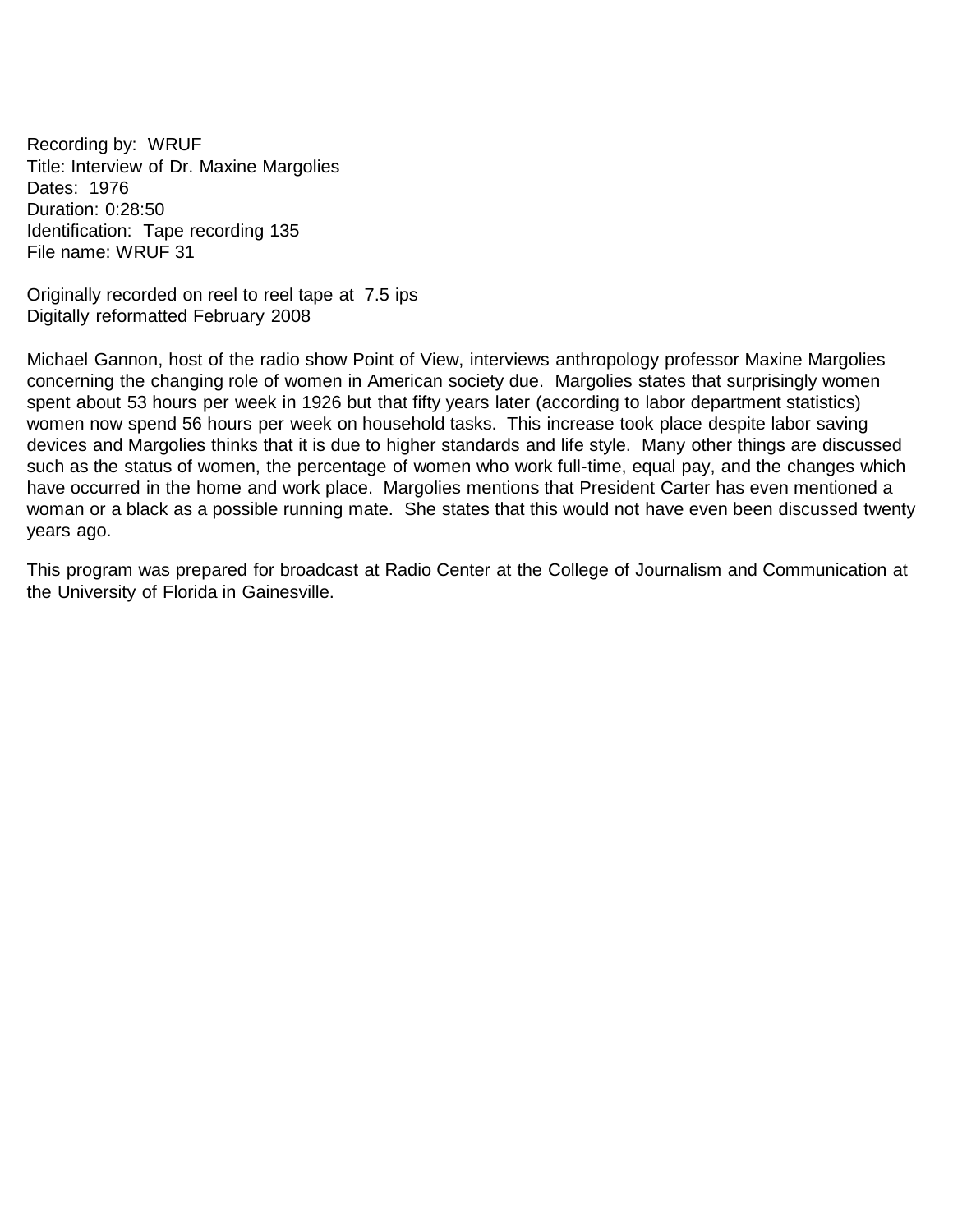Recording by: WRUF
Title: Interview of Dr. Maxine Margolies
Dates: 1976
Duration: 0:28:50
Identification: Tape recording 135
File name: WRUF 31

Originally recorded on reel to reel tape at 7.5 ips
Digitally reformatted February 2008

Michael Gannon, host of the radio show Point of View, interviews anthropology professor Maxine Margolies concerning the changing role of women in American society due. Margolies states that surprisingly women spent about 53 hours per week in 1926 but that fifty years later (according to labor department statistics) women now spend 56 hours per week on household tasks. This increase took place despite labor saving devices and Margolies thinks that it is due to higher standards and life style. Many other things are discussed such as the status of women, the percentage of women who work full-time, equal pay, and the changes which have occurred in the home and work place. Margolies mentions that President Carter has even mentioned a woman or a black as a possible running mate. She states that this would not have even been discussed twenty years ago.

This program was prepared for broadcast at Radio Center at the College of Journalism and Communication at the University of Florida in Gainesville.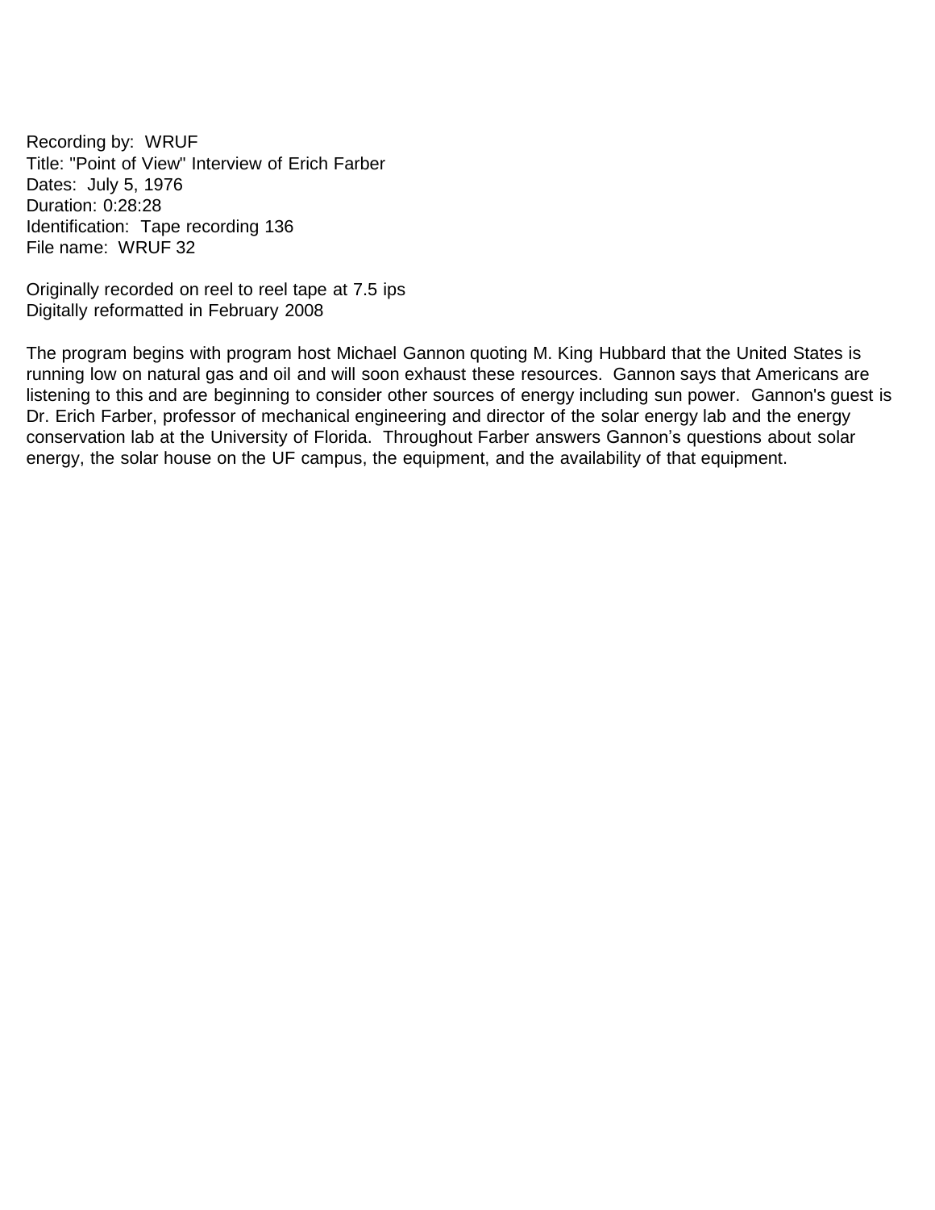Recording by: WRUF
Title: "Point of View" Interview of Erich Farber
Dates: July 5, 1976
Duration: 0:28:28
Identification: Tape recording 136
File name: WRUF 32

Originally recorded on reel to reel tape at 7.5 ips
Digitally reformatted in February 2008

The program begins with program host Michael Gannon quoting M. King Hubbard that the United States is running low on natural gas and oil and will soon exhaust these resources. Gannon says that Americans are listening to this and are beginning to consider other sources of energy including sun power. Gannon's guest is Dr. Erich Farber, professor of mechanical engineering and director of the solar energy lab and the energy conservation lab at the University of Florida. Throughout Farber answers Gannon's questions about solar energy, the solar house on the UF campus, the equipment, and the availability of that equipment.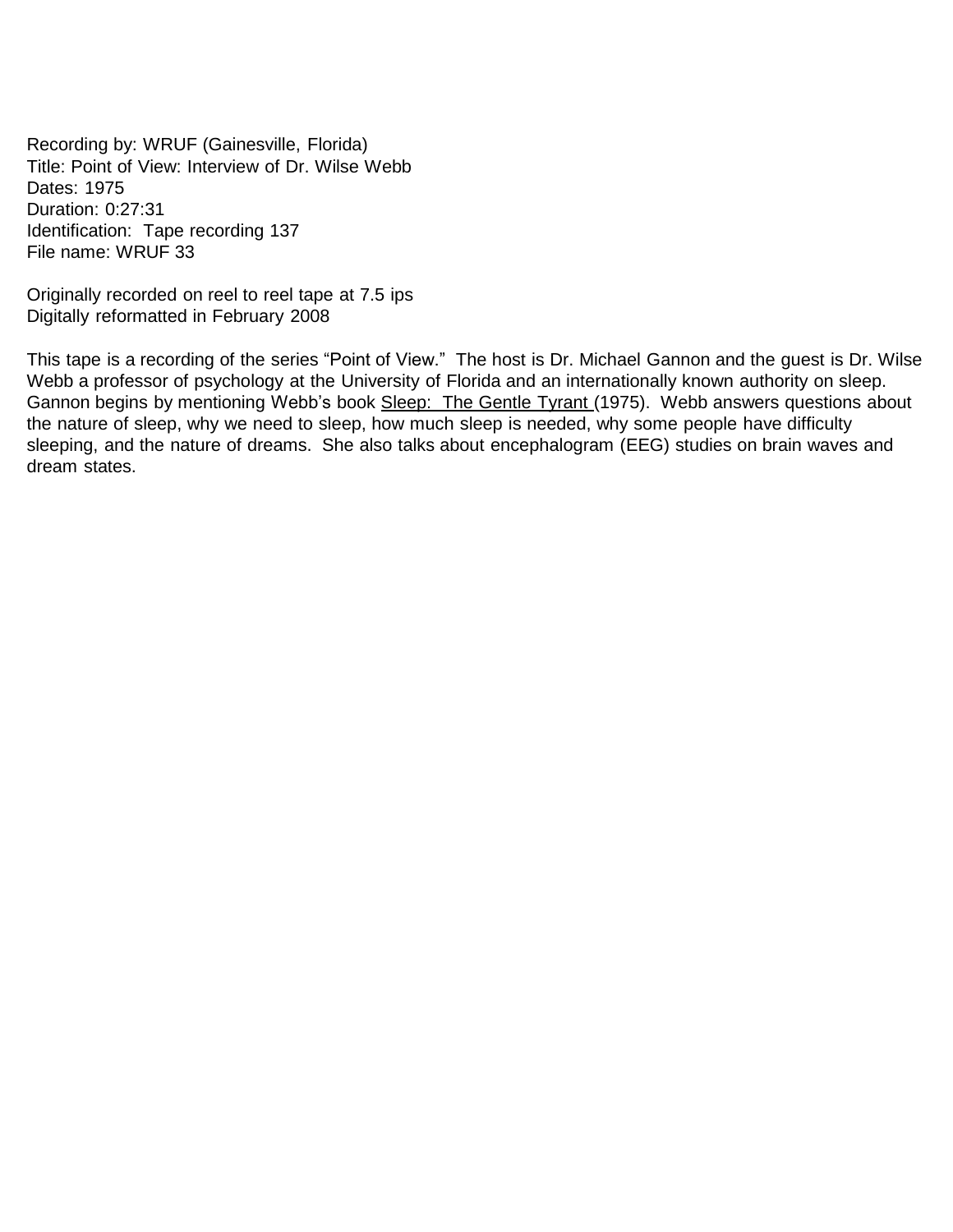Recording by: WRUF (Gainesville, Florida)
Title: Point of View: Interview of Dr. Wilse Webb
Dates: 1975
Duration: 0:27:31
Identification: Tape recording 137
File name: WRUF 33

Originally recorded on reel to reel tape at 7.5 ips
Digitally reformatted in February 2008

This tape is a recording of the series "Point of View." The host is Dr. Michael Gannon and the guest is Dr. Wilse Webb a professor of psychology at the University of Florida and an internationally known authority on sleep. Gannon begins by mentioning Webb's book <u>Sleep: The Gentle Tyrant</u> (1975). Webb answers questions about the nature of sleep, why we need to sleep, how much sleep is needed, why some people have difficulty sleeping, and the nature of dreams. She also talks about encephalogram (EEG) studies on brain waves and dream states.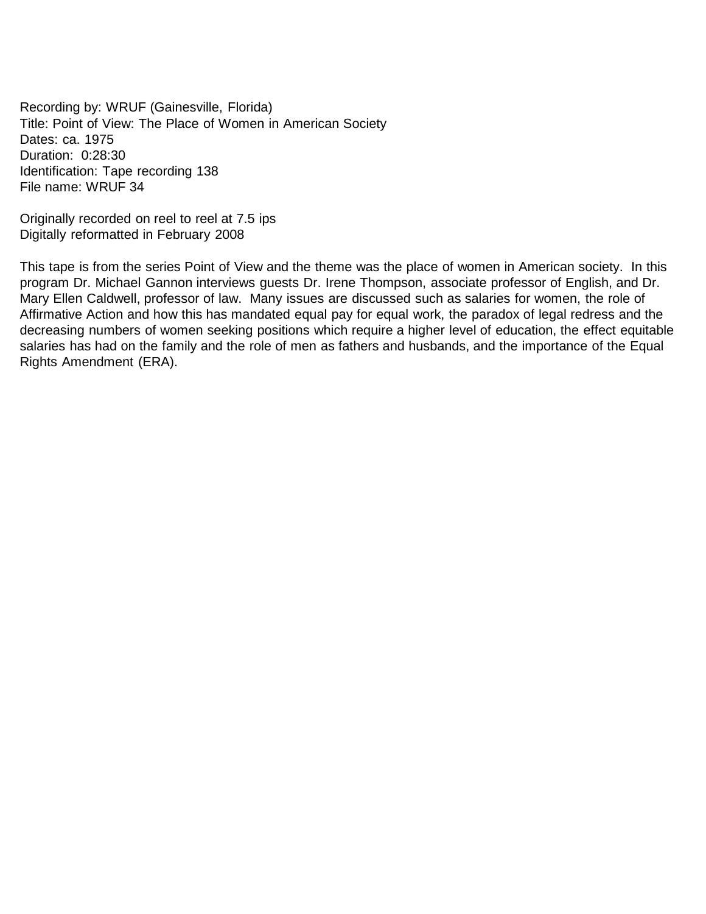Recording by: WRUF (Gainesville, Florida)
Title: Point of View: The Place of Women in American Society
Dates: ca. 1975
Duration: 0:28:30
Identification: Tape recording 138
File name: WRUF 34

Originally recorded on reel to reel at 7.5 ips
Digitally reformatted in February 2008

This tape is from the series Point of View and the theme was the place of women in American society. In this program Dr. Michael Gannon interviews guests Dr. Irene Thompson, associate professor of English, and Dr. Mary Ellen Caldwell, professor of law. Many issues are discussed such as salaries for women, the role of Affirmative Action and how this has mandated equal pay for equal work, the paradox of legal redress and the decreasing numbers of women seeking positions which require a higher level of education, the effect equitable salaries has had on the family and the role of men as fathers and husbands, and the importance of the Equal Rights Amendment (ERA).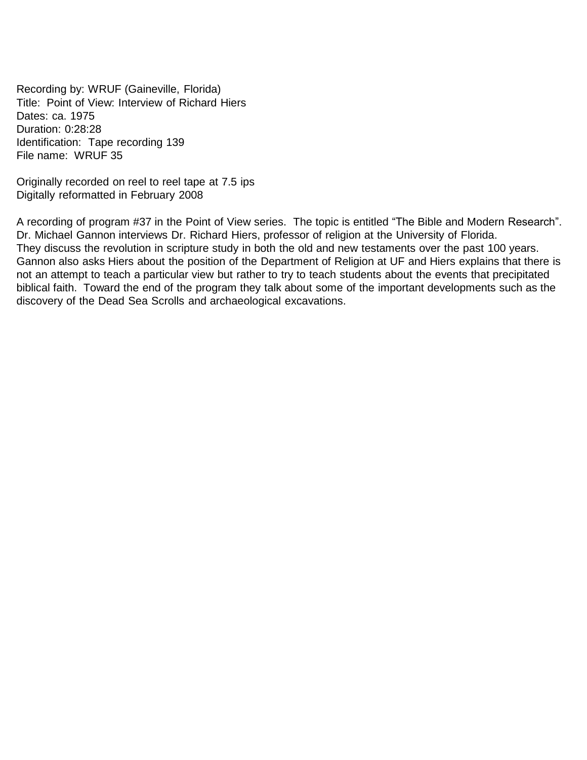Recording by: WRUF (Gaineville, Florida)
Title: Point of View: Interview of Richard Hiers
Dates: ca. 1975
Duration: 0:28:28
Identification: Tape recording 139
File name: WRUF 35

Originally recorded on reel to reel tape at 7.5 ips
Digitally reformatted in February 2008

A recording of program #37 in the Point of View series. The topic is entitled "The Bible and Modern Research". Dr. Michael Gannon interviews Dr. Richard Hiers, professor of religion at the University of Florida. They discuss the revolution in scripture study in both the old and new testaments over the past 100 years. Gannon also asks Hiers about the position of the Department of Religion at UF and Hiers explains that there is not an attempt to teach a particular view but rather to try to teach students about the events that precipitated biblical faith. Toward the end of the program they talk about some of the important developments such as the discovery of the Dead Sea Scrolls and archaeological excavations.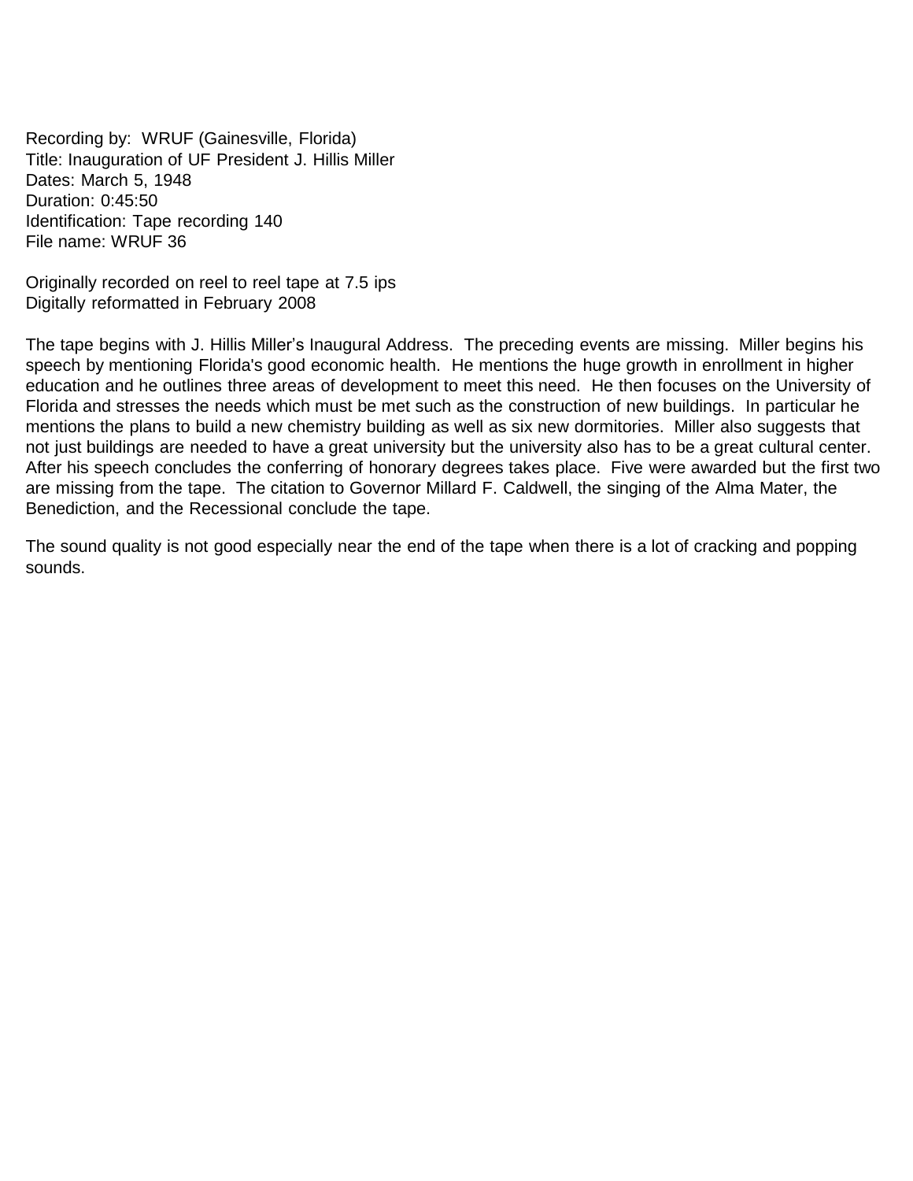Recording by: WRUF (Gainesville, Florida)
Title: Inauguration of UF President J. Hillis Miller
Dates: March 5, 1948
Duration: 0:45:50
Identification: Tape recording 140
File name: WRUF 36

Originally recorded on reel to reel tape at 7.5 ips
Digitally reformatted in February 2008

The tape begins with J. Hillis Miller's Inaugural Address. The preceding events are missing. Miller begins his speech by mentioning Florida's good economic health. He mentions the huge growth in enrollment in higher education and he outlines three areas of development to meet this need. He then focuses on the University of Florida and stresses the needs which must be met such as the construction of new buildings. In particular he mentions the plans to build a new chemistry building as well as six new dormitories. Miller also suggests that not just buildings are needed to have a great university but the university also has to be a great cultural center. After his speech concludes the conferring of honorary degrees takes place. Five were awarded but the first two are missing from the tape. The citation to Governor Millard F. Caldwell, the singing of the Alma Mater, the Benediction, and the Recessional conclude the tape.

The sound quality is not good especially near the end of the tape when there is a lot of cracking and popping sounds.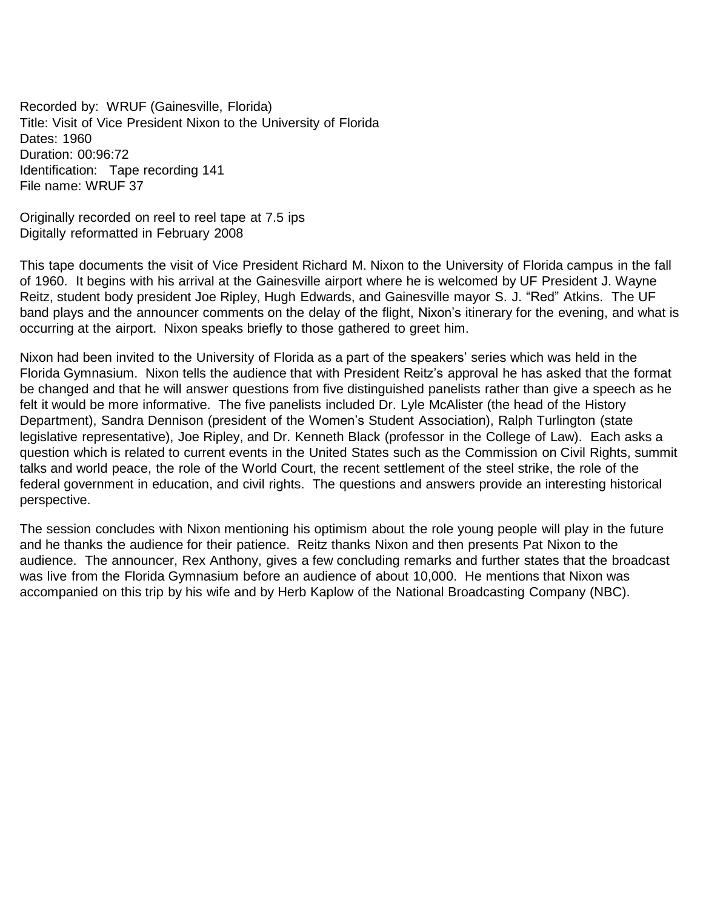Recorded by: WRUF (Gainesville, Florida)
Title: Visit of Vice President Nixon to the University of Florida
Dates: 1960
Duration: 00:96:72
Identification: Tape recording 141
File name: WRUF 37

Originally recorded on reel to reel tape at 7.5 ips
Digitally reformatted in February 2008

This tape documents the visit of Vice President Richard M. Nixon to the University of Florida campus in the fall of 1960. It begins with his arrival at the Gainesville airport where he is welcomed by UF President J. Wayne Reitz, student body president Joe Ripley, Hugh Edwards, and Gainesville mayor S. J. "Red" Atkins. The UF band plays and the announcer comments on the delay of the flight, Nixon's itinerary for the evening, and what is occurring at the airport. Nixon speaks briefly to those gathered to greet him.

Nixon had been invited to the University of Florida as a part of the speakers' series which was held in the Florida Gymnasium. Nixon tells the audience that with President Reitz's approval he has asked that the format be changed and that he will answer questions from five distinguished panelists rather than give a speech as he felt it would be more informative. The five panelists included Dr. Lyle McAlister (the head of the History Department), Sandra Dennison (president of the Women's Student Association), Ralph Turlington (state legislative representative), Joe Ripley, and Dr. Kenneth Black (professor in the College of Law). Each asks a question which is related to current events in the United States such as the Commission on Civil Rights, summit talks and world peace, the role of the World Court, the recent settlement of the steel strike, the role of the federal government in education, and civil rights. The questions and answers provide an interesting historical perspective.

The session concludes with Nixon mentioning his optimism about the role young people will play in the future and he thanks the audience for their patience. Reitz thanks Nixon and then presents Pat Nixon to the audience. The announcer, Rex Anthony, gives a few concluding remarks and further states that the broadcast was live from the Florida Gymnasium before an audience of about 10,000. He mentions that Nixon was accompanied on this trip by his wife and by Herb Kaplow of the National Broadcasting Company (NBC).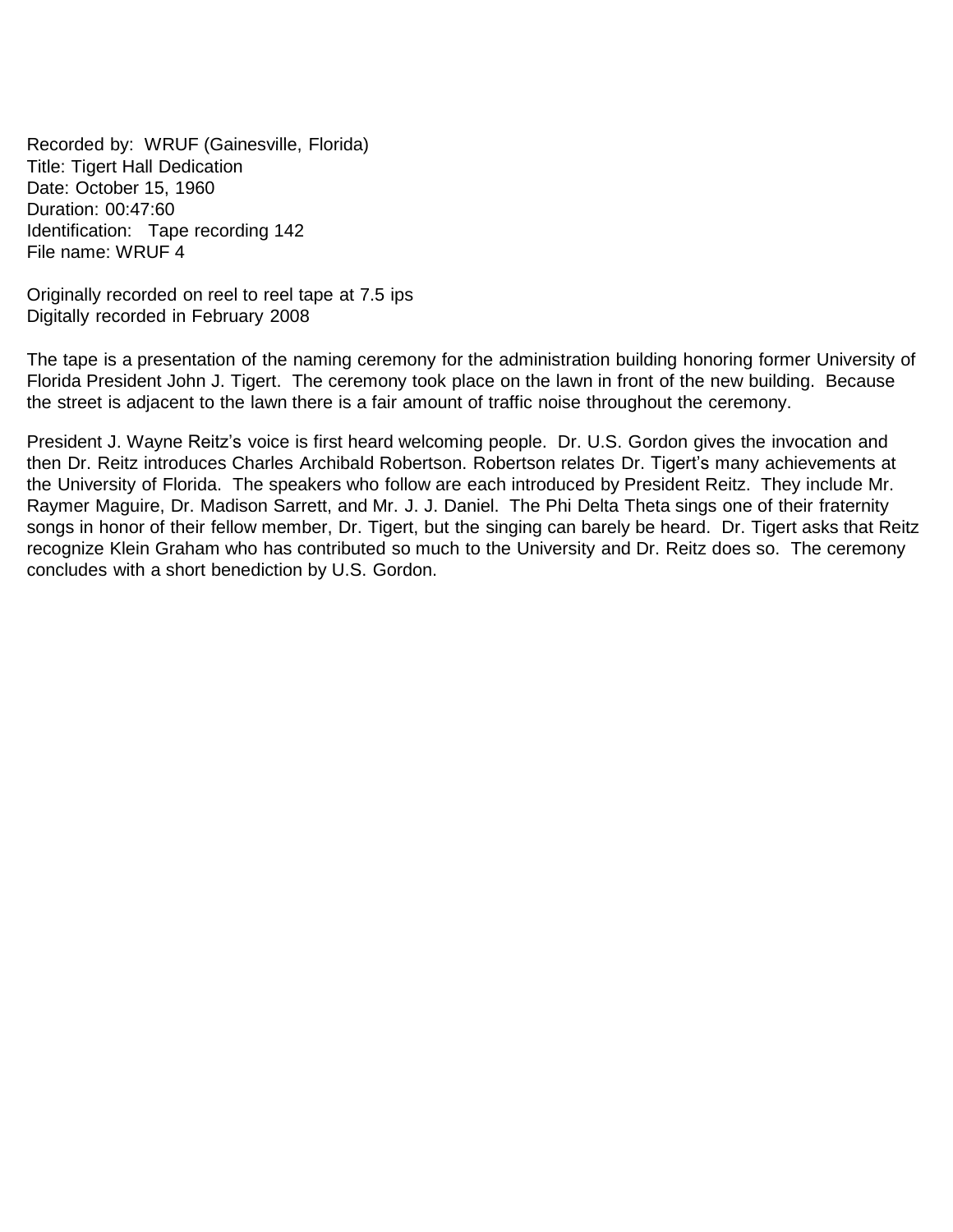Recorded by: WRUF (Gainesville, Florida)
Title: Tigert Hall Dedication
Date: October 15, 1960
Duration: 00:47:60
Identification: Tape recording 142
File name: WRUF 4

Originally recorded on reel to reel tape at 7.5 ips
Digitally recorded in February 2008

The tape is a presentation of the naming ceremony for the administration building honoring former University of Florida President John J. Tigert. The ceremony took place on the lawn in front of the new building. Because the street is adjacent to the lawn there is a fair amount of traffic noise throughout the ceremony.

President J. Wayne Reitz's voice is first heard welcoming people. Dr. U.S. Gordon gives the invocation and then Dr. Reitz introduces Charles Archibald Robertson. Robertson relates Dr. Tigert's many achievements at the University of Florida. The speakers who follow are each introduced by President Reitz. They include Mr. Raymer Maguire, Dr. Madison Sarrett, and Mr. J. J. Daniel. The Phi Delta Theta sings one of their fraternity songs in honor of their fellow member, Dr. Tigert, but the singing can barely be heard. Dr. Tigert asks that Reitz recognize Klein Graham who has contributed so much to the University and Dr. Reitz does so. The ceremony concludes with a short benediction by U.S. Gordon.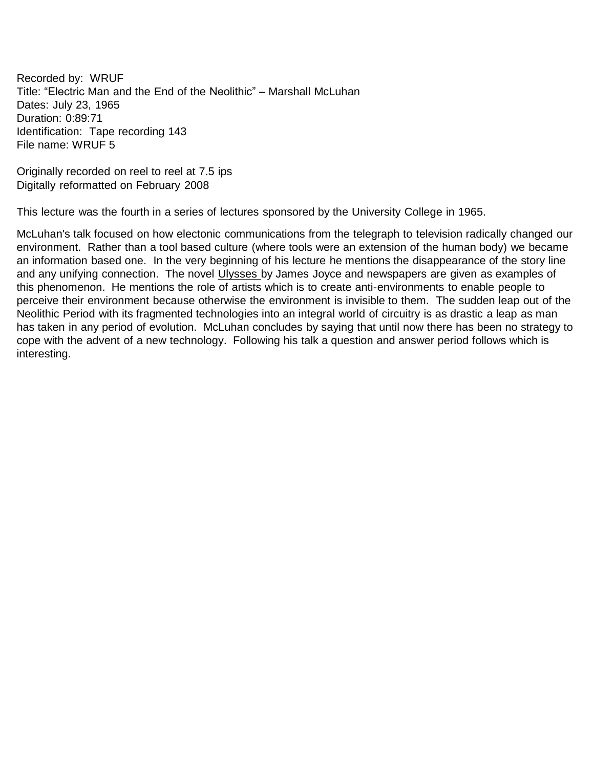Recorded by: WRUF
Title: “Electric Man and the End of the Neolithic” – Marshall McLuhan
Dates: July 23, 1965
Duration: 0:89:71
Identification: Tape recording 143
File name: WRUF 5

Originally recorded on reel to reel at 7.5 ips
Digitally reformatted on February 2008

This lecture was the fourth in a series of lectures sponsored by the University College in 1965.

McLuhan's talk focused on how electonic communications from the telegraph to television radically changed our environment. Rather than a tool based culture (where tools were an extension of the human body) we became an information based one. In the very beginning of his lecture he mentions the disappearance of the story line and any unifying connection. The novel Ulysses by James Joyce and newspapers are given as examples of this phenomenon. He mentions the role of artists which is to create anti-environments to enable people to perceive their environment because otherwise the environment is invisible to them. The sudden leap out of the Neolithic Period with its fragmented technologies into an integral world of circuitry is as drastic a leap as man has taken in any period of evolution. McLuhan concludes by saying that until now there has been no strategy to cope with the advent of a new technology. Following his talk a question and answer period follows which is interesting.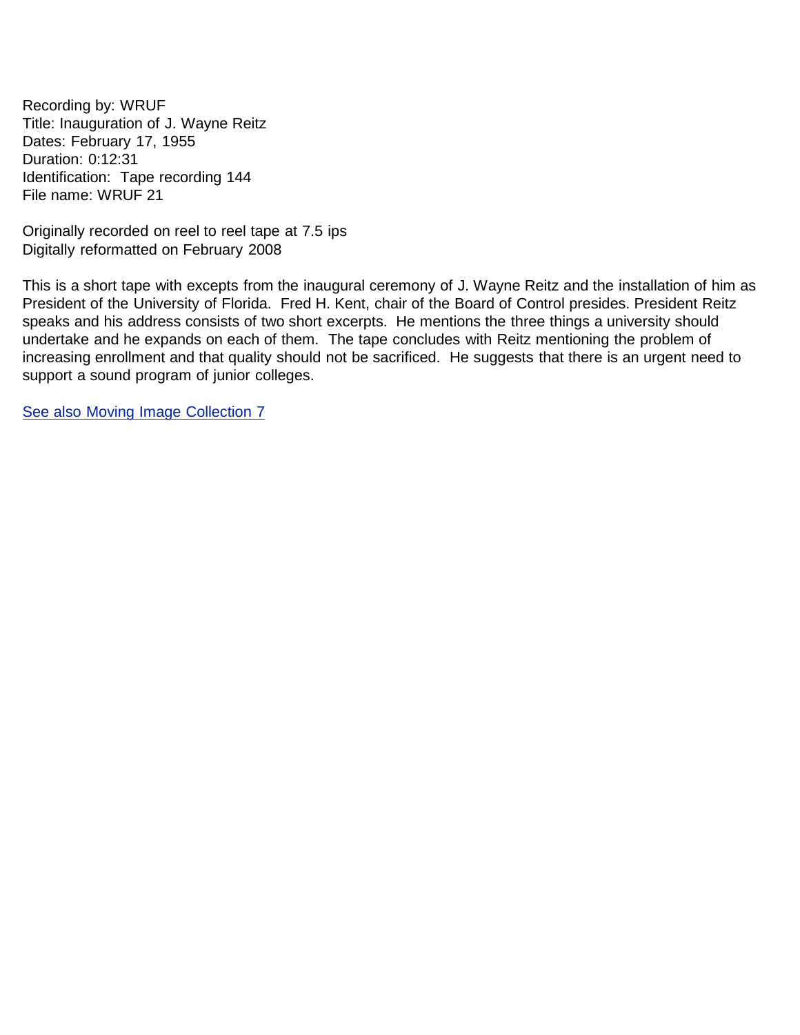Recording by: WRUF
Title: Inauguration of J. Wayne Reitz
Dates: February 17, 1955
Duration: 0:12:31
Identification: Tape recording 144
File name: WRUF 21

Originally recorded on reel to reel tape at 7.5 ips
Digitally reformatted on February 2008

This is a short tape with excepts from the inaugural ceremony of J. Wayne Reitz and the installation of him as President of the University of Florida. Fred H. Kent, chair of the Board of Control presides. President Reitz speaks and his address consists of two short excerpts. He mentions the three things a university should undertake and he expands on each of them. The tape concludes with Reitz mentioning the problem of increasing enrollment and that quality should not be sacrificed. He suggests that there is an urgent need to support a sound program of junior colleges.

See also Moving Image Collection 7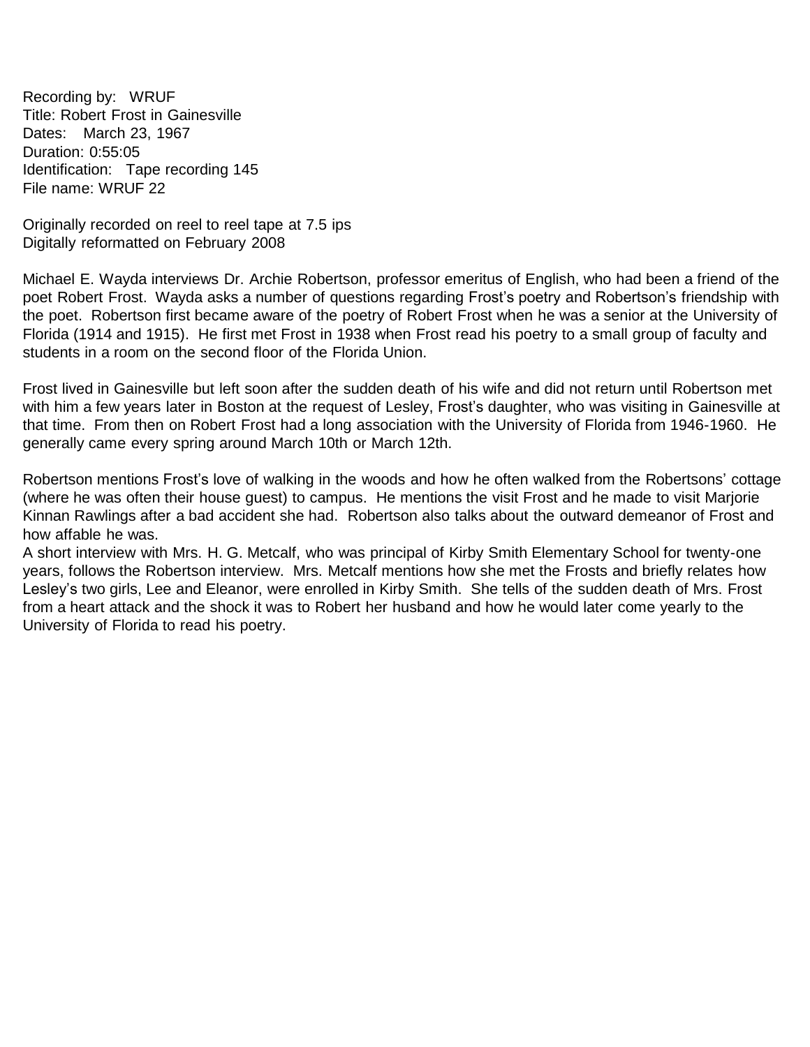Recording by: WRUF
Title: Robert Frost in Gainesville
Dates: March 23, 1967
Duration: 0:55:05
Identification: Tape recording 145
File name: WRUF 22

Originally recorded on reel to reel tape at 7.5 ips
Digitally reformatted on February 2008

Michael E. Wayda interviews Dr. Archie Robertson, professor emeritus of English, who had been a friend of the poet Robert Frost. Wayda asks a number of questions regarding Frost's poetry and Robertson's friendship with the poet. Robertson first became aware of the poetry of Robert Frost when he was a senior at the University of Florida (1914 and 1915). He first met Frost in 1938 when Frost read his poetry to a small group of faculty and students in a room on the second floor of the Florida Union.

Frost lived in Gainesville but left soon after the sudden death of his wife and did not return until Robertson met with him a few years later in Boston at the request of Lesley, Frost's daughter, who was visiting in Gainesville at that time. From then on Robert Frost had a long association with the University of Florida from 1946-1960. He generally came every spring around March 10th or March 12th.

Robertson mentions Frost's love of walking in the woods and how he often walked from the Robertsons' cottage (where he was often their house guest) to campus. He mentions the visit Frost and he made to visit Marjorie Kinnan Rawlings after a bad accident she had. Robertson also talks about the outward demeanor of Frost and how affable he was.

A short interview with Mrs. H. G. Metcalf, who was principal of Kirby Smith Elementary School for twenty-one years, follows the Robertson interview. Mrs. Metcalf mentions how she met the Frosts and briefly relates how Lesley's two girls, Lee and Eleanor, were enrolled in Kirby Smith. She tells of the sudden death of Mrs. Frost from a heart attack and the shock it was to Robert her husband and how he would later come yearly to the University of Florida to read his poetry.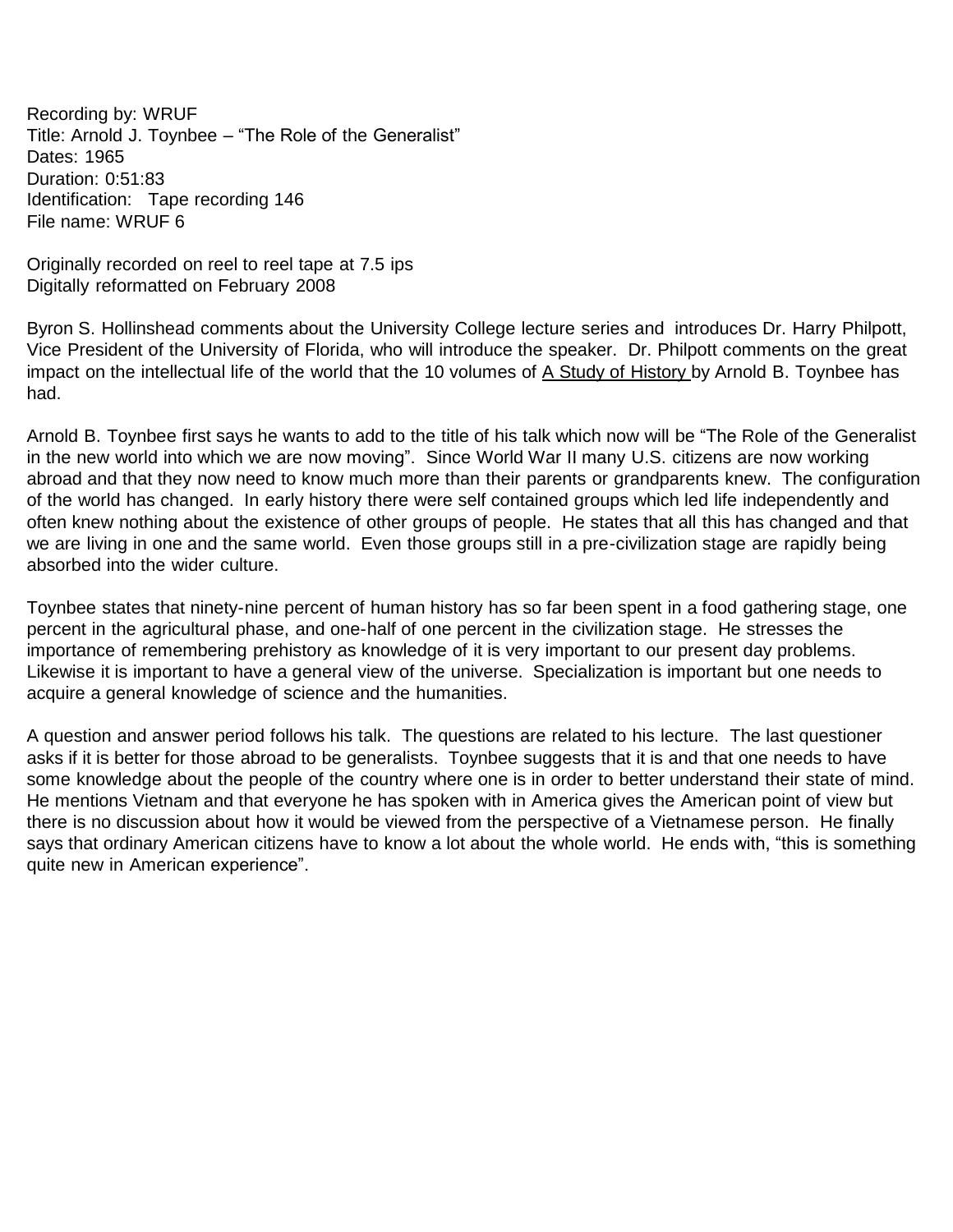Recording by: WRUF
Title: Arnold J. Toynbee – "The Role of the Generalist"
Dates: 1965
Duration: 0:51:83
Identification: Tape recording 146
File name: WRUF 6

Originally recorded on reel to reel tape at 7.5 ips
Digitally reformatted on February 2008

Byron S. Hollinshead comments about the University College lecture series and introduces Dr. Harry Philpott, Vice President of the University of Florida, who will introduce the speaker. Dr. Philpott comments on the great impact on the intellectual life of the world that the 10 volumes of A Study of History by Arnold B. Toynbee has had.

Arnold B. Toynbee first says he wants to add to the title of his talk which now will be "The Role of the Generalist in the new world into which we are now moving". Since World War II many U.S. citizens are now working abroad and that they now need to know much more than their parents or grandparents knew. The configuration of the world has changed. In early history there were self contained groups which led life independently and often knew nothing about the existence of other groups of people. He states that all this has changed and that we are living in one and the same world. Even those groups still in a pre-civilization stage are rapidly being absorbed into the wider culture.

Toynbee states that ninety-nine percent of human history has so far been spent in a food gathering stage, one percent in the agricultural phase, and one-half of one percent in the civilization stage. He stresses the importance of remembering prehistory as knowledge of it is very important to our present day problems. Likewise it is important to have a general view of the universe. Specialization is important but one needs to acquire a general knowledge of science and the humanities.

A question and answer period follows his talk. The questions are related to his lecture. The last questioner asks if it is better for those abroad to be generalists. Toynbee suggests that it is and that one needs to have some knowledge about the people of the country where one is in order to better understand their state of mind. He mentions Vietnam and that everyone he has spoken with in America gives the American point of view but there is no discussion about how it would be viewed from the perspective of a Vietnamese person. He finally says that ordinary American citizens have to know a lot about the whole world. He ends with, "this is something quite new in American experience".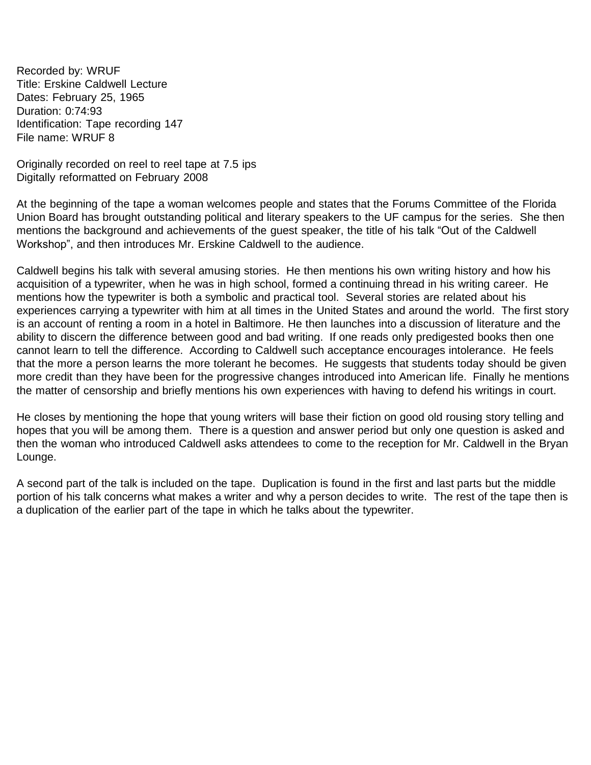Recorded by: WRUF
Title: Erskine Caldwell Lecture
Dates: February 25, 1965
Duration: 0:74:93
Identification: Tape recording 147
File name: WRUF 8

Originally recorded on reel to reel tape at 7.5 ips
Digitally reformatted on February 2008

At the beginning of the tape a woman welcomes people and states that the Forums Committee of the Florida Union Board has brought outstanding political and literary speakers to the UF campus for the series. She then mentions the background and achievements of the guest speaker, the title of his talk "Out of the Caldwell Workshop", and then introduces Mr. Erskine Caldwell to the audience.

Caldwell begins his talk with several amusing stories. He then mentions his own writing history and how his acquisition of a typewriter, when he was in high school, formed a continuing thread in his writing career. He mentions how the typewriter is both a symbolic and practical tool. Several stories are related about his experiences carrying a typewriter with him at all times in the United States and around the world. The first story is an account of renting a room in a hotel in Baltimore. He then launches into a discussion of literature and the ability to discern the difference between good and bad writing. If one reads only predigested books then one cannot learn to tell the difference. According to Caldwell such acceptance encourages intolerance. He feels that the more a person learns the more tolerant he becomes. He suggests that students today should be given more credit than they have been for the progressive changes introduced into American life. Finally he mentions the matter of censorship and briefly mentions his own experiences with having to defend his writings in court.

He closes by mentioning the hope that young writers will base their fiction on good old rousing story telling and hopes that you will be among them. There is a question and answer period but only one question is asked and then the woman who introduced Caldwell asks attendees to come to the reception for Mr. Caldwell in the Bryan Lounge.

A second part of the talk is included on the tape. Duplication is found in the first and last parts but the middle portion of his talk concerns what makes a writer and why a person decides to write. The rest of the tape then is a duplication of the earlier part of the tape in which he talks about the typewriter.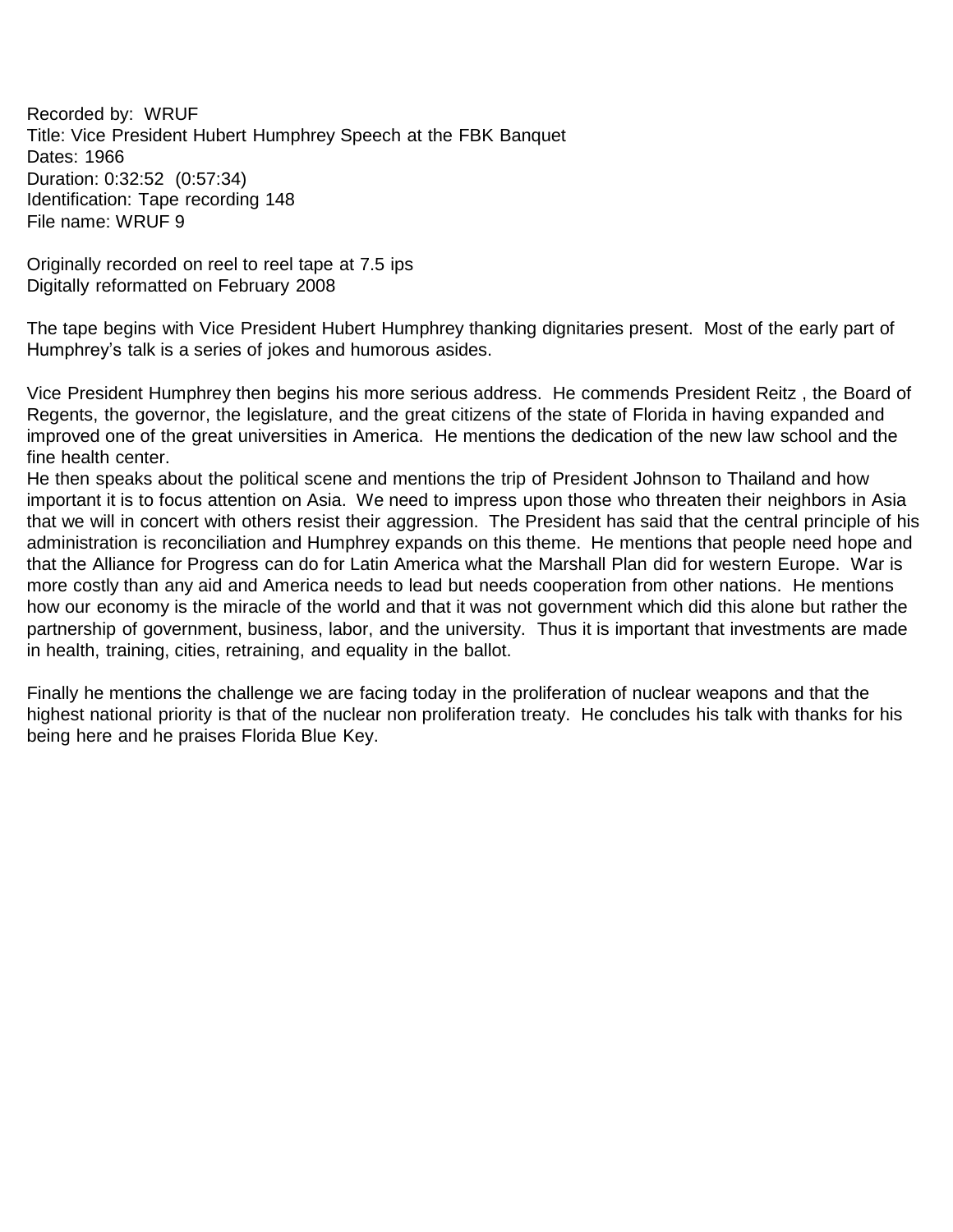Recorded by: WRUF
Title: Vice President Hubert Humphrey Speech at the FBK Banquet
Dates: 1966
Duration: 0:32:52 (0:57:34)
Identification: Tape recording 148
File name: WRUF 9

Originally recorded on reel to reel tape at 7.5 ips
Digitally reformatted on February 2008

The tape begins with Vice President Hubert Humphrey thanking dignitaries present. Most of the early part of Humphrey's talk is a series of jokes and humorous asides.

Vice President Humphrey then begins his more serious address. He commends President Reitz , the Board of Regents, the governor, the legislature, and the great citizens of the state of Florida in having expanded and improved one of the great universities in America. He mentions the dedication of the new law school and the fine health center.
He then speaks about the political scene and mentions the trip of President Johnson to Thailand and how important it is to focus attention on Asia. We need to impress upon those who threaten their neighbors in Asia that we will in concert with others resist their aggression. The President has said that the central principle of his administration is reconciliation and Humphrey expands on this theme. He mentions that people need hope and that the Alliance for Progress can do for Latin America what the Marshall Plan did for western Europe. War is more costly than any aid and America needs to lead but needs cooperation from other nations. He mentions how our economy is the miracle of the world and that it was not government which did this alone but rather the partnership of government, business, labor, and the university. Thus it is important that investments are made in health, training, cities, retraining, and equality in the ballot.

Finally he mentions the challenge we are facing today in the proliferation of nuclear weapons and that the highest national priority is that of the nuclear non proliferation treaty. He concludes his talk with thanks for his being here and he praises Florida Blue Key.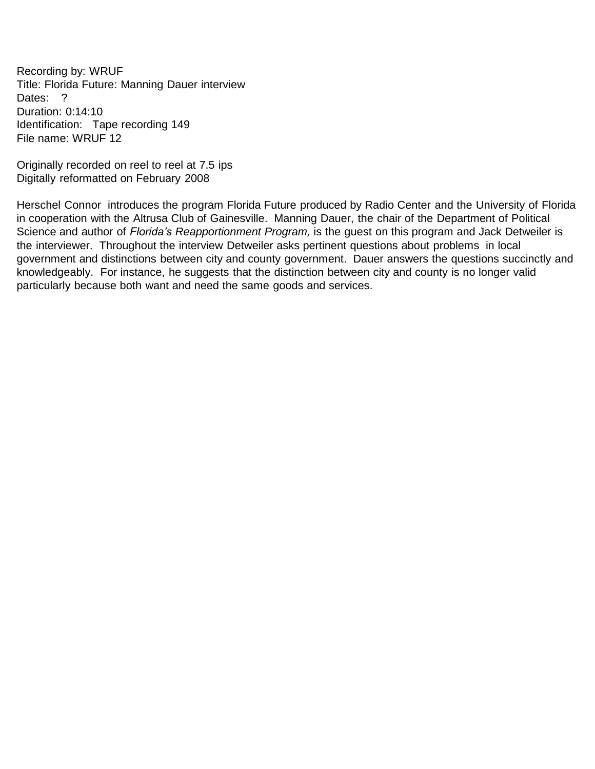Recording by: WRUF
Title: Florida Future: Manning Dauer interview
Dates: ?
Duration: 0:14:10
Identification: Tape recording 149
File name: WRUF 12

Originally recorded on reel to reel at 7.5 ips
Digitally reformatted on February 2008

Herschel Connor introduces the program Florida Future produced by Radio Center and the University of Florida in cooperation with the Altrusa Club of Gainesville. Manning Dauer, the chair of the Department of Political Science and author of *Florida's Reapportionment Program,* is the guest on this program and Jack Detweiler is the interviewer. Throughout the interview Detweiler asks pertinent questions about problems in local government and distinctions between city and county government. Dauer answers the questions succinctly and knowledgeably. For instance, he suggests that the distinction between city and county is no longer valid particularly because both want and need the same goods and services.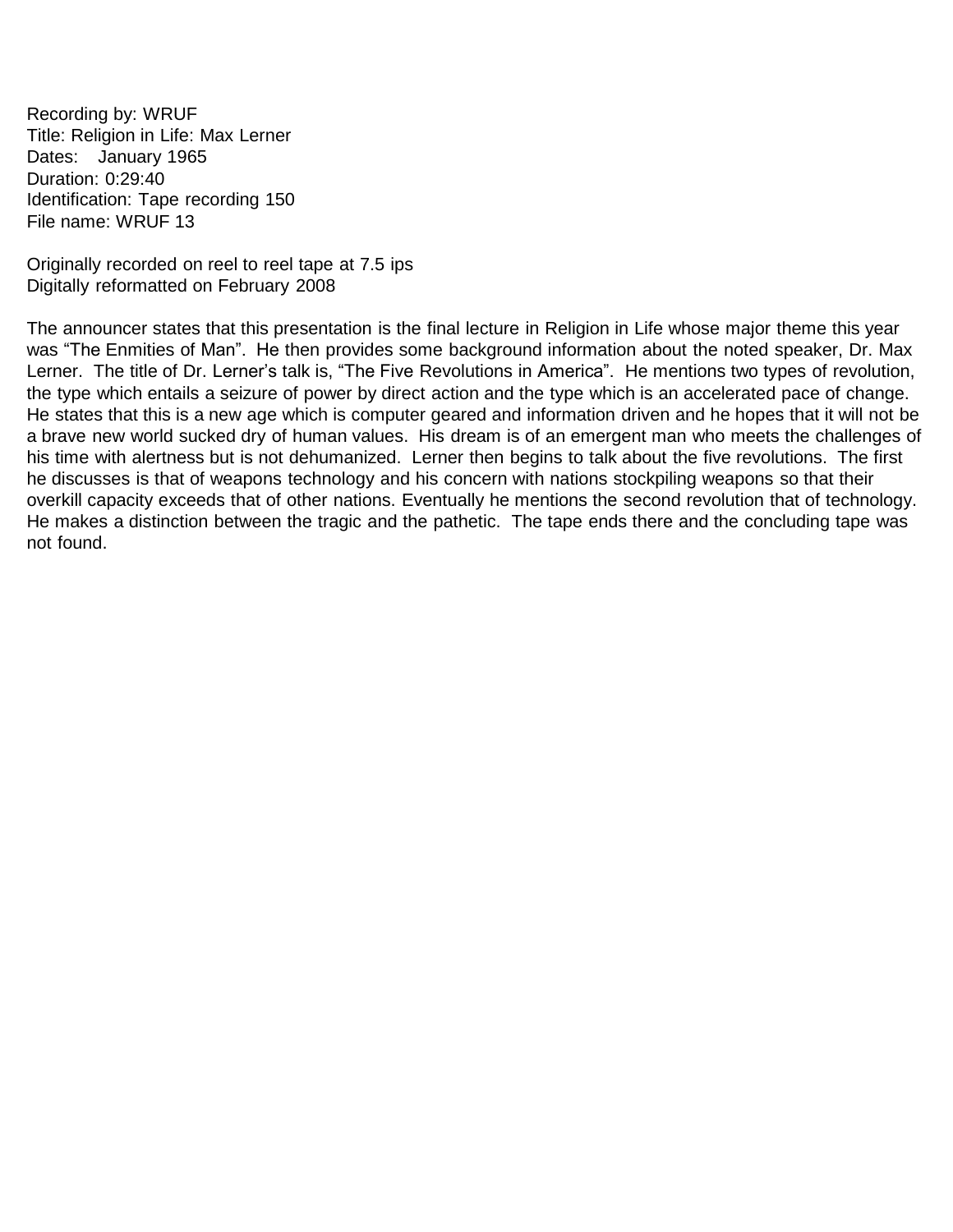Recording by: WRUF
Title: Religion in Life: Max Lerner
Dates: January 1965
Duration: 0:29:40
Identification: Tape recording 150
File name: WRUF 13

Originally recorded on reel to reel tape at 7.5 ips
Digitally reformatted on February 2008

The announcer states that this presentation is the final lecture in Religion in Life whose major theme this year was "The Enmities of Man". He then provides some background information about the noted speaker, Dr. Max Lerner. The title of Dr. Lerner's talk is, "The Five Revolutions in America". He mentions two types of revolution, the type which entails a seizure of power by direct action and the type which is an accelerated pace of change. He states that this is a new age which is computer geared and information driven and he hopes that it will not be a brave new world sucked dry of human values. His dream is of an emergent man who meets the challenges of his time with alertness but is not dehumanized. Lerner then begins to talk about the five revolutions. The first he discusses is that of weapons technology and his concern with nations stockpiling weapons so that their overkill capacity exceeds that of other nations. Eventually he mentions the second revolution that of technology. He makes a distinction between the tragic and the pathetic. The tape ends there and the concluding tape was not found.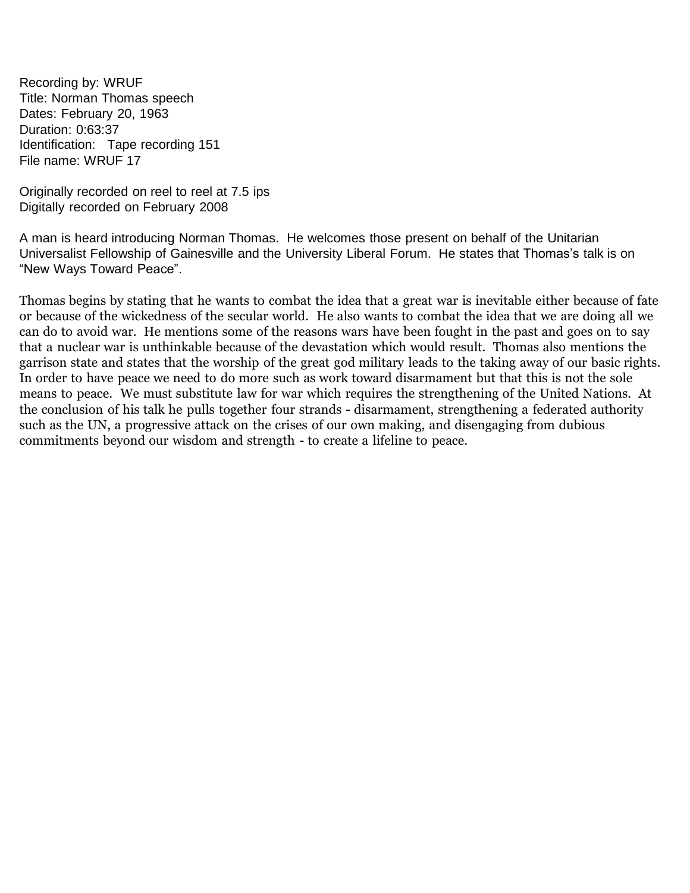Recording by: WRUF
Title: Norman Thomas speech
Dates: February 20, 1963
Duration: 0:63:37
Identification: Tape recording 151
File name: WRUF 17

Originally recorded on reel to reel at 7.5 ips
Digitally recorded on February 2008

A man is heard introducing Norman Thomas. He welcomes those present on behalf of the Unitarian Universalist Fellowship of Gainesville and the University Liberal Forum. He states that Thomas's talk is on "New Ways Toward Peace".

Thomas begins by stating that he wants to combat the idea that a great war is inevitable either because of fate or because of the wickedness of the secular world. He also wants to combat the idea that we are doing all we can do to avoid war. He mentions some of the reasons wars have been fought in the past and goes on to say that a nuclear war is unthinkable because of the devastation which would result. Thomas also mentions the garrison state and states that the worship of the great god military leads to the taking away of our basic rights. In order to have peace we need to do more such as work toward disarmament but that this is not the sole means to peace. We must substitute law for war which requires the strengthening of the United Nations. At the conclusion of his talk he pulls together four strands - disarmament, strengthening a federated authority such as the UN, a progressive attack on the crises of our own making, and disengaging from dubious commitments beyond our wisdom and strength - to create a lifeline to peace.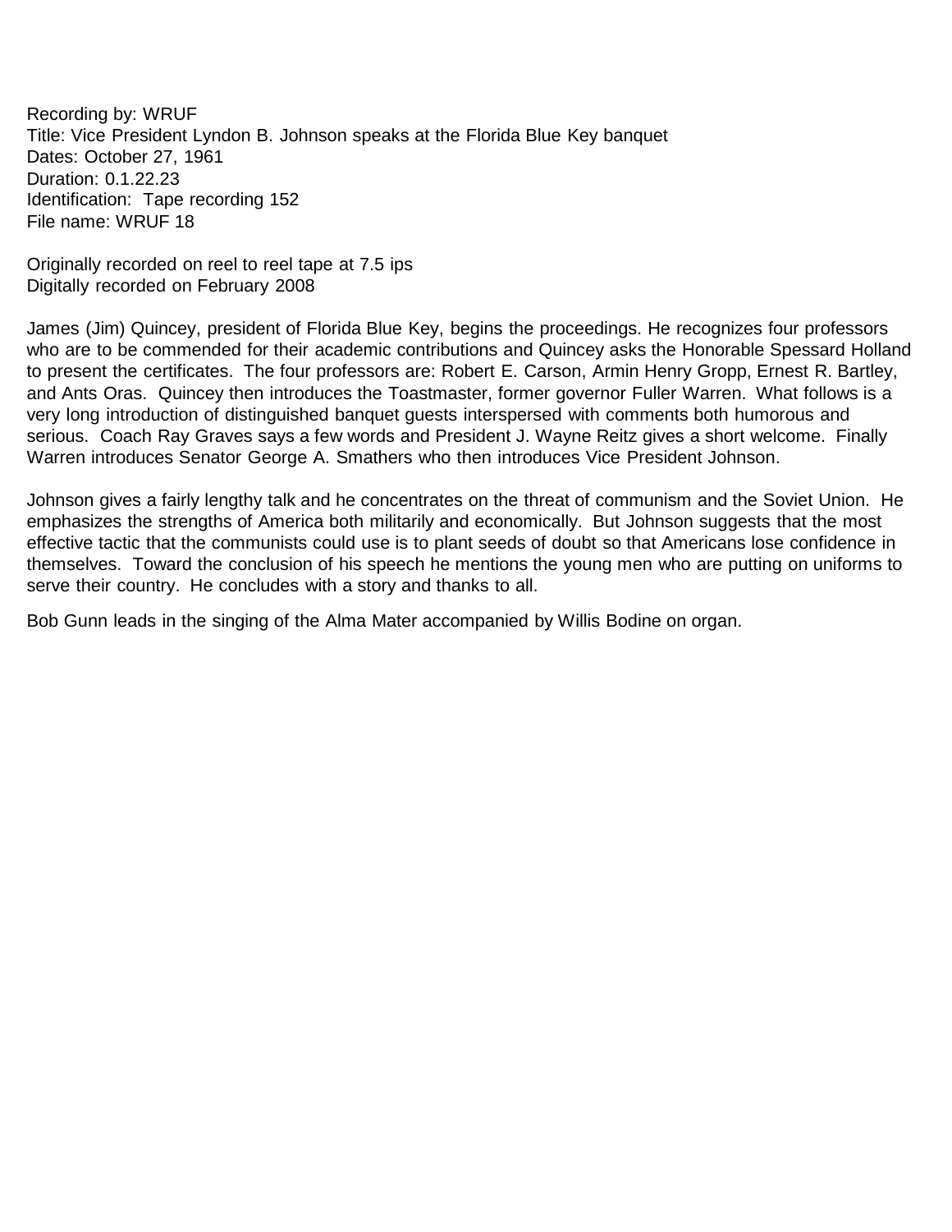Recording by: WRUF
Title: Vice President Lyndon B. Johnson speaks at the Florida Blue Key banquet
Dates: October 27, 1961
Duration: 0.1.22.23
Identification: Tape recording 152
File name: WRUF 18

Originally recorded on reel to reel tape at 7.5 ips
Digitally recorded on February 2008

James (Jim) Quincey, president of Florida Blue Key, begins the proceedings. He recognizes four professors who are to be commended for their academic contributions and Quincey asks the Honorable Spessard Holland to present the certificates. The four professors are: Robert E. Carson, Armin Henry Gropp, Ernest R. Bartley, and Ants Oras. Quincey then introduces the Toastmaster, former governor Fuller Warren. What follows is a very long introduction of distinguished banquet guests interspersed with comments both humorous and serious. Coach Ray Graves says a few words and President J. Wayne Reitz gives a short welcome. Finally Warren introduces Senator George A. Smathers who then introduces Vice President Johnson.

Johnson gives a fairly lengthy talk and he concentrates on the threat of communism and the Soviet Union. He emphasizes the strengths of America both militarily and economically. But Johnson suggests that the most effective tactic that the communists could use is to plant seeds of doubt so that Americans lose confidence in themselves. Toward the conclusion of his speech he mentions the young men who are putting on uniforms to serve their country. He concludes with a story and thanks to all.

Bob Gunn leads in the singing of the Alma Mater accompanied by Willis Bodine on organ.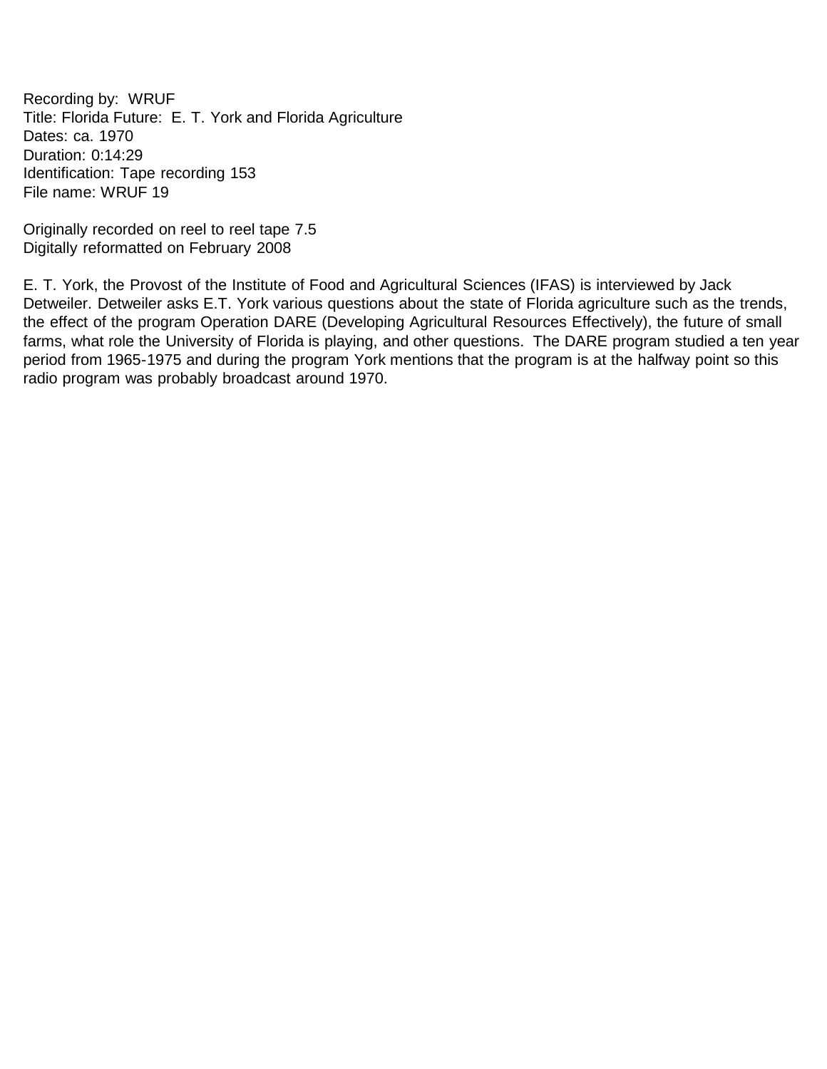Recording by: WRUF
Title: Florida Future: E. T. York and Florida Agriculture
Dates: ca. 1970
Duration: 0:14:29
Identification: Tape recording 153
File name: WRUF 19

Originally recorded on reel to reel tape 7.5
Digitally reformatted on February 2008

E. T. York, the Provost of the Institute of Food and Agricultural Sciences (IFAS) is interviewed by Jack Detweiler. Detweiler asks E.T. York various questions about the state of Florida agriculture such as the trends, the effect of the program Operation DARE (Developing Agricultural Resources Effectively), the future of small farms, what role the University of Florida is playing, and other questions. The DARE program studied a ten year period from 1965-1975 and during the program York mentions that the program is at the halfway point so this radio program was probably broadcast around 1970.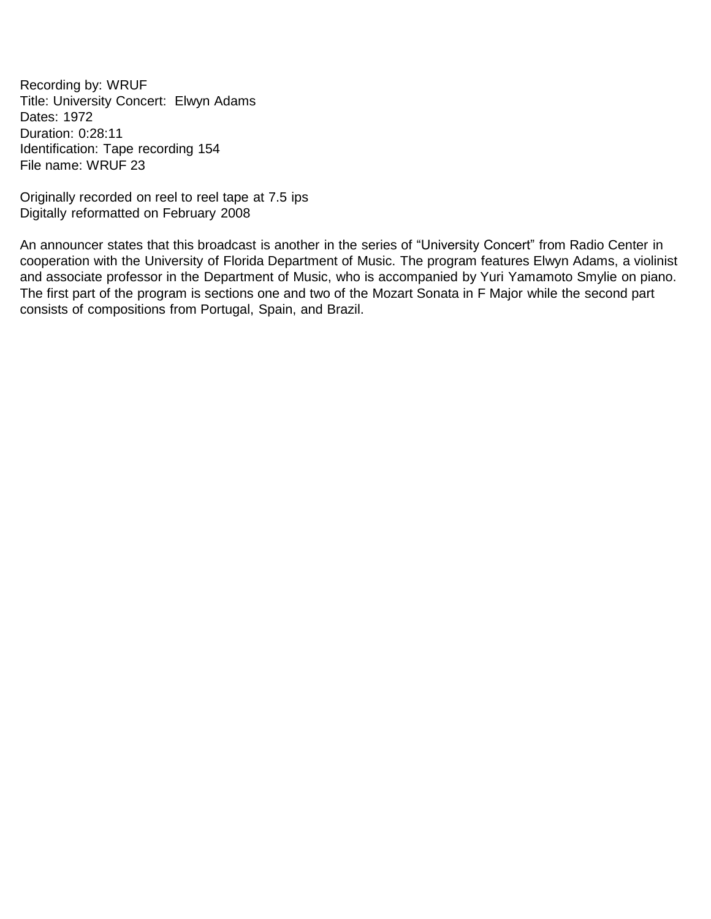Recording by: WRUF
Title: University Concert: Elwyn Adams
Dates: 1972
Duration: 0:28:11
Identification: Tape recording 154
File name: WRUF 23

Originally recorded on reel to reel tape at 7.5 ips
Digitally reformatted on February 2008

An announcer states that this broadcast is another in the series of "University Concert" from Radio Center in cooperation with the University of Florida Department of Music. The program features Elwyn Adams, a violinist and associate professor in the Department of Music, who is accompanied by Yuri Yamamoto Smylie on piano. The first part of the program is sections one and two of the Mozart Sonata in F Major while the second part consists of compositions from Portugal, Spain, and Brazil.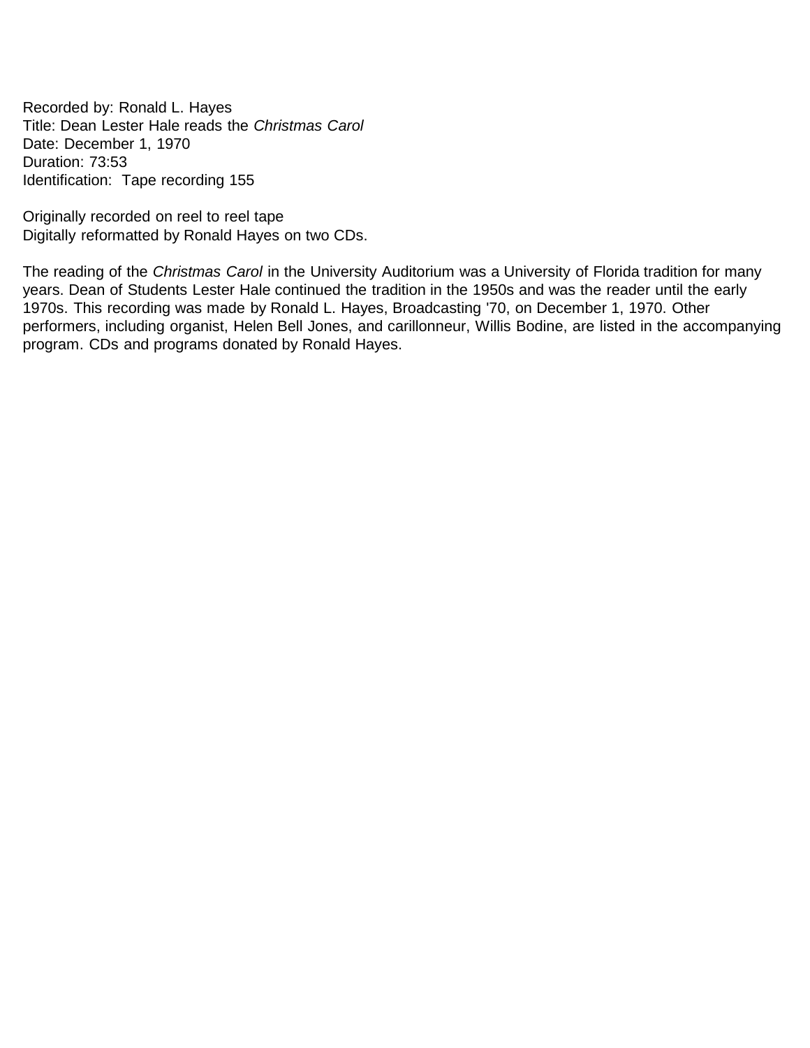Recorded by: Ronald L. Hayes
Title: Dean Lester Hale reads the *Christmas Carol*
Date: December 1, 1970
Duration: 73:53
Identification: Tape recording 155

Originally recorded on reel to reel tape
Digitally reformatted by Ronald Hayes on two CDs.

The reading of the *Christmas Carol* in the University Auditorium was a University of Florida tradition for many years. Dean of Students Lester Hale continued the tradition in the 1950s and was the reader until the early 1970s. This recording was made by Ronald L. Hayes, Broadcasting '70, on December 1, 1970. Other performers, including organist, Helen Bell Jones, and carillonneur, Willis Bodine, are listed in the accompanying program. CDs and programs donated by Ronald Hayes.